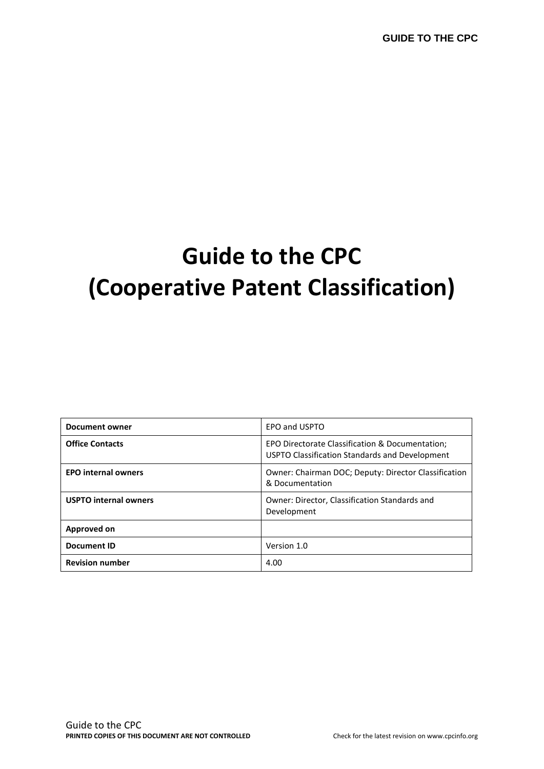# Guide to the CPC
# (Cooperative Patent Classification)

| **Document owner** | EPO and USPTO |
|---|---|
| **Office Contacts** | EPO Directorate Classification & Documentation; USPTO Classification Standards and Development |
| **EPO internal owners** | Owner: Chairman DOC; Deputy: Director Classification & Documentation |
| **USPTO internal owners** | Owner: Director, Classification Standards and Development |
| **Approved on** | |
| **Document ID** | Version 1.0 |
| **Revision number** | 4.00 |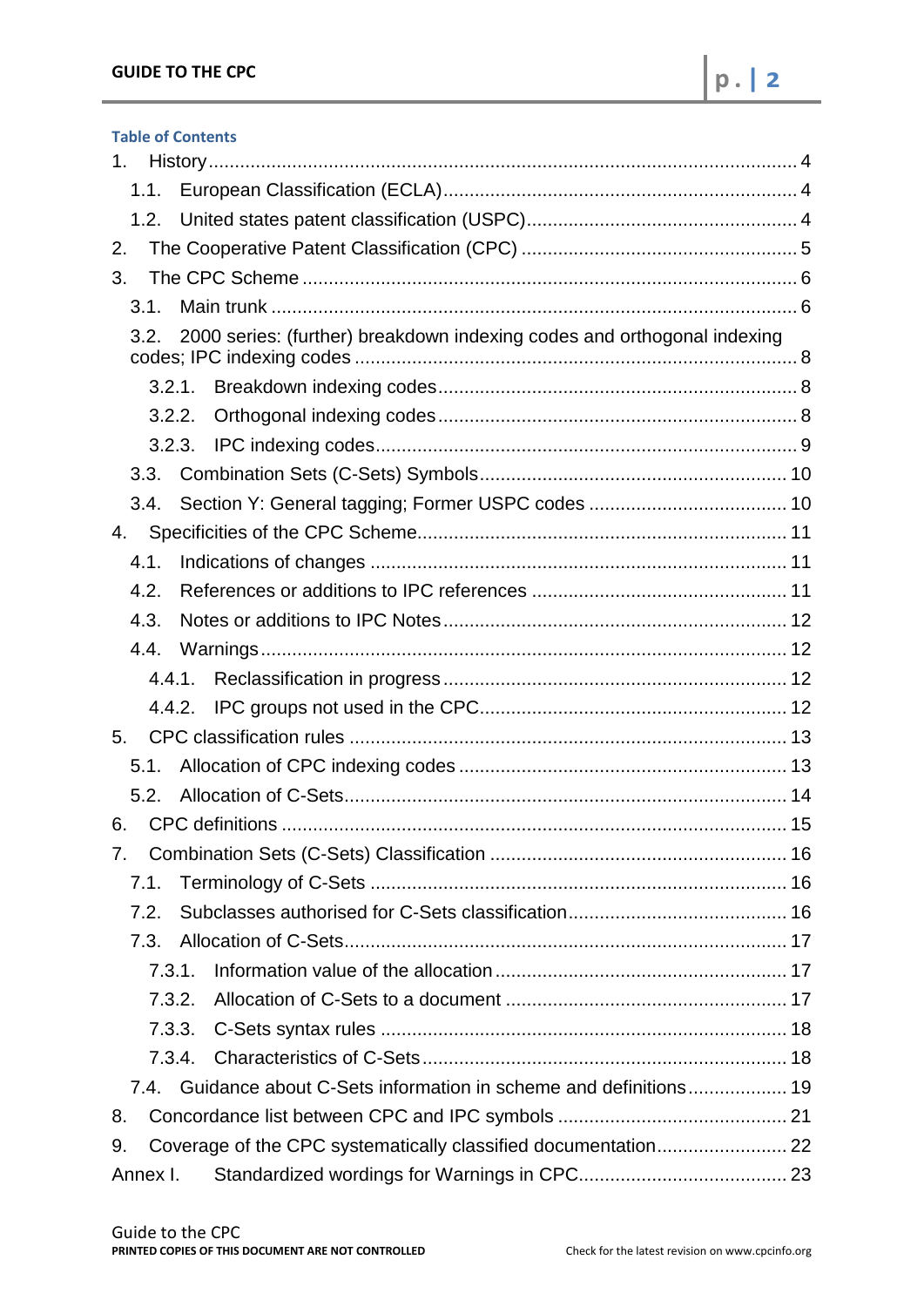**Table of Contents**

1. History .......... 4
   - 1.1. European Classification (ECLA) .......... 4
   - 1.2. United states patent classification (USPC) .......... 4
2. The Cooperative Patent Classification (CPC) .......... 5
3. The CPC Scheme .......... 6
   - 3.1. Main trunk .......... 6
   - 3.2. 2000 series: (further) breakdown indexing codes and orthogonal indexing codes; IPC indexing codes .......... 8
     - 3.2.1. Breakdown indexing codes .......... 8
     - 3.2.2. Orthogonal indexing codes .......... 8
     - 3.2.3. IPC indexing codes .......... 9
   - 3.3. Combination Sets (C-Sets) Symbols .......... 10
   - 3.4. Section Y: General tagging; Former USPC codes .......... 10
4. Specificities of the CPC Scheme .......... 11
   - 4.1. Indications of changes .......... 11
   - 4.2. References or additions to IPC references .......... 11
   - 4.3. Notes or additions to IPC Notes .......... 12
   - 4.4. Warnings .......... 12
     - 4.4.1. Reclassification in progress .......... 12
     - 4.4.2. IPC groups not used in the CPC .......... 12
5. CPC classification rules .......... 13
   - 5.1. Allocation of CPC indexing codes .......... 13
   - 5.2. Allocation of C-Sets .......... 14
6. CPC definitions .......... 15
7. Combination Sets (C-Sets) Classification .......... 16
   - 7.1. Terminology of C-Sets .......... 16
   - 7.2. Subclasses authorised for C-Sets classification .......... 16
   - 7.3. Allocation of C-Sets .......... 17
     - 7.3.1. Information value of the allocation .......... 17
     - 7.3.2. Allocation of C-Sets to a document .......... 17
     - 7.3.3. C-Sets syntax rules .......... 18
     - 7.3.4. Characteristics of C-Sets .......... 18
   - 7.4. Guidance about C-Sets information in scheme and definitions .......... 19
8. Concordance list between CPC and IPC symbols .......... 21
9. Coverage of the CPC systematically classified documentation .......... 22

Annex I. Standardized wordings for Warnings in CPC .......... 23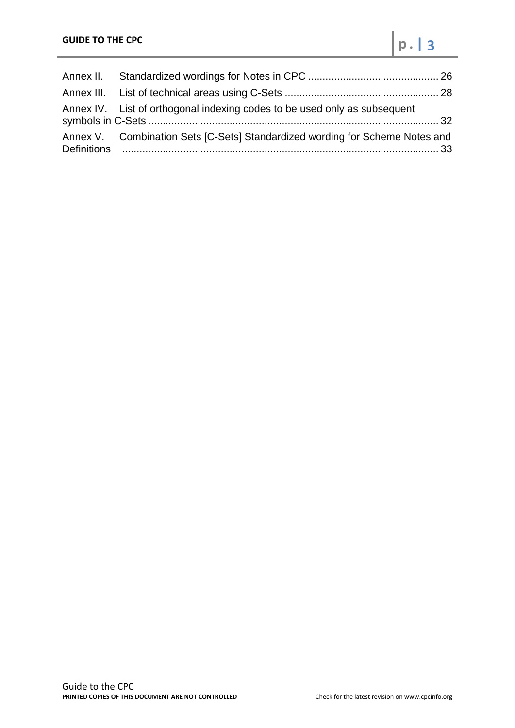Annex II. Standardized wordings for Notes in CPC ............................................ 26

Annex III. List of technical areas using C-Sets .................................................... 28

Annex IV. List of orthogonal indexing codes to be used only as subsequent symbols in C-Sets .................................................................................................. 32

Annex V. Combination Sets [C-Sets] Standardized wording for Scheme Notes and Definitions ............................................................................................................ 33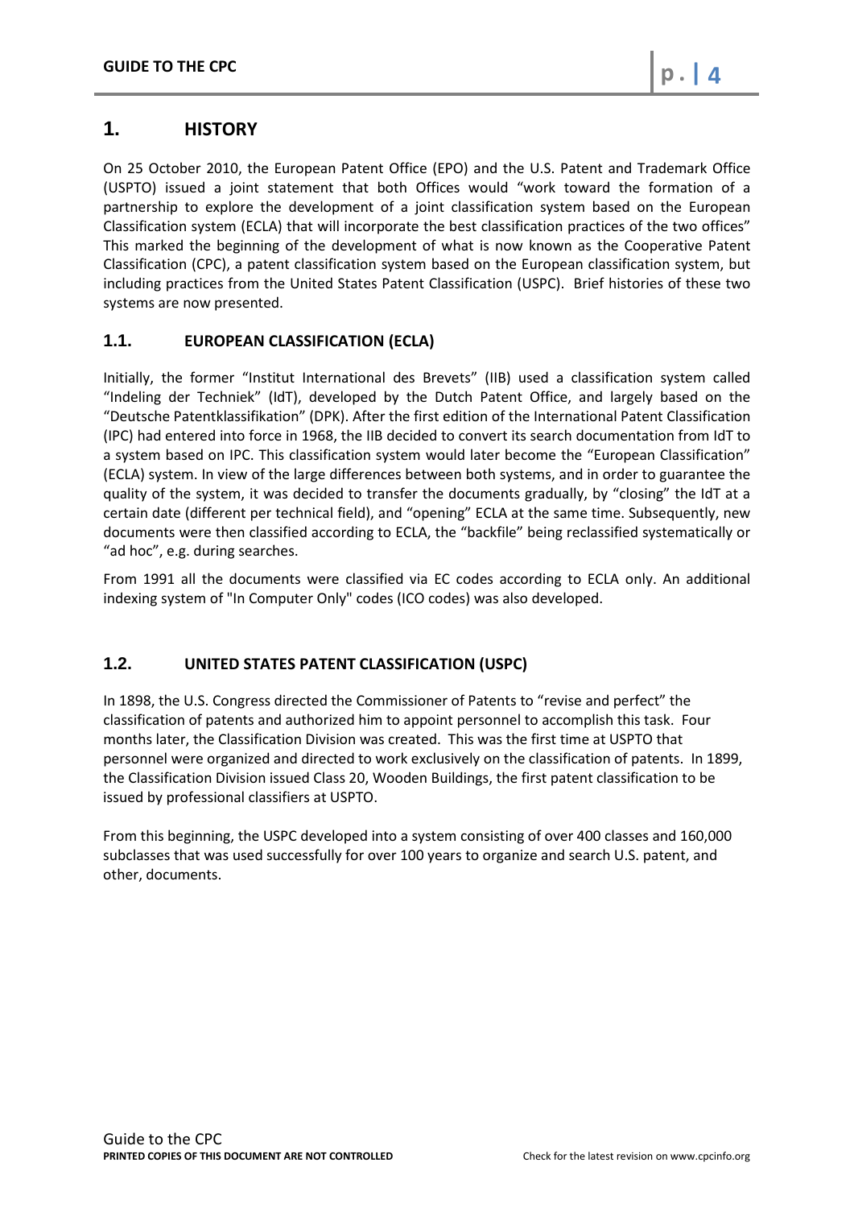# 1. HISTORY

On 25 October 2010, the European Patent Office (EPO) and the U.S. Patent and Trademark Office (USPTO) issued a joint statement that both Offices would "work toward the formation of a partnership to explore the development of a joint classification system based on the European Classification system (ECLA) that will incorporate the best classification practices of the two offices" This marked the beginning of the development of what is now known as the Cooperative Patent Classification (CPC), a patent classification system based on the European classification system, but including practices from the United States Patent Classification (USPC). Brief histories of these two systems are now presented.

## 1.1. EUROPEAN CLASSIFICATION (ECLA)

Initially, the former "Institut International des Brevets" (IIB) used a classification system called "Indeling der Techniek" (IdT), developed by the Dutch Patent Office, and largely based on the "Deutsche Patentklassifikation" (DPK). After the first edition of the International Patent Classification (IPC) had entered into force in 1968, the IIB decided to convert its search documentation from IdT to a system based on IPC. This classification system would later become the "European Classification" (ECLA) system. In view of the large differences between both systems, and in order to guarantee the quality of the system, it was decided to transfer the documents gradually, by "closing" the IdT at a certain date (different per technical field), and "opening" ECLA at the same time. Subsequently, new documents were then classified according to ECLA, the "backfile" being reclassified systematically or "ad hoc", e.g. during searches.

From 1991 all the documents were classified via EC codes according to ECLA only. An additional indexing system of "In Computer Only" codes (ICO codes) was also developed.

## 1.2. UNITED STATES PATENT CLASSIFICATION (USPC)

In 1898, the U.S. Congress directed the Commissioner of Patents to "revise and perfect" the classification of patents and authorized him to appoint personnel to accomplish this task. Four months later, the Classification Division was created. This was the first time at USPTO that personnel were organized and directed to work exclusively on the classification of patents. In 1899, the Classification Division issued Class 20, Wooden Buildings, the first patent classification to be issued by professional classifiers at USPTO.

From this beginning, the USPC developed into a system consisting of over 400 classes and 160,000 subclasses that was used successfully for over 100 years to organize and search U.S. patent, and other, documents.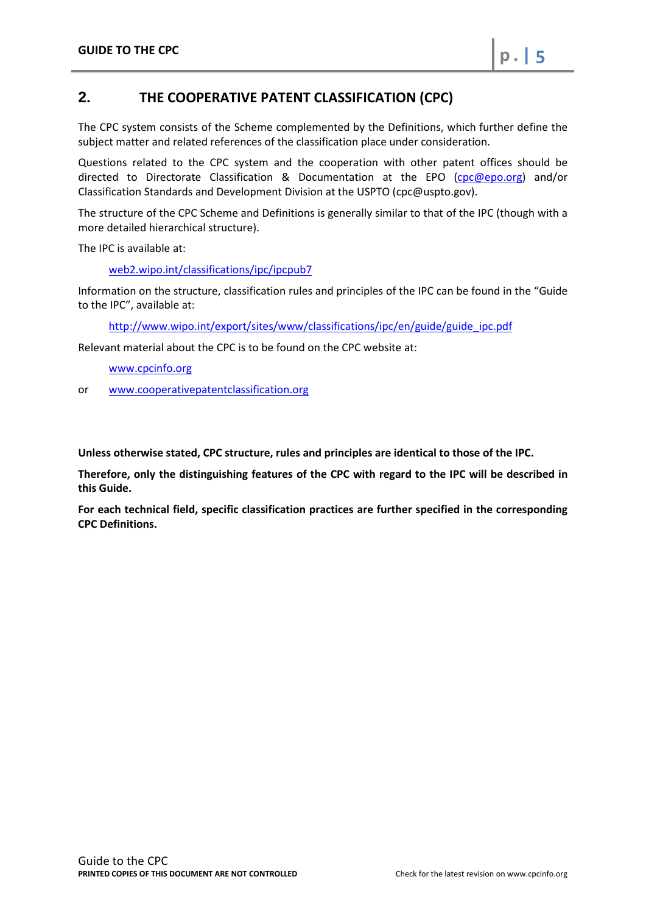## 2. THE COOPERATIVE PATENT CLASSIFICATION (CPC)

The CPC system consists of the Scheme complemented by the Definitions, which further define the subject matter and related references of the classification place under consideration.

Questions related to the CPC system and the cooperation with other patent offices should be directed to Directorate Classification & Documentation at the EPO (cpc@epo.org) and/or Classification Standards and Development Division at the USPTO (cpc@uspto.gov).

The structure of the CPC Scheme and Definitions is generally similar to that of the IPC (though with a more detailed hierarchical structure).

The IPC is available at:

web2.wipo.int/classifications/ipc/ipcpub7

Information on the structure, classification rules and principles of the IPC can be found in the "Guide to the IPC", available at:

http://www.wipo.int/export/sites/www/classifications/ipc/en/guide/guide_ipc.pdf

Relevant material about the CPC is to be found on the CPC website at:

www.cpcinfo.org

or www.cooperativepatentclassification.org

**Unless otherwise stated, CPC structure, rules and principles are identical to those of the IPC.**

**Therefore, only the distinguishing features of the CPC with regard to the IPC will be described in this Guide.**

**For each technical field, specific classification practices are further specified in the corresponding CPC Definitions.**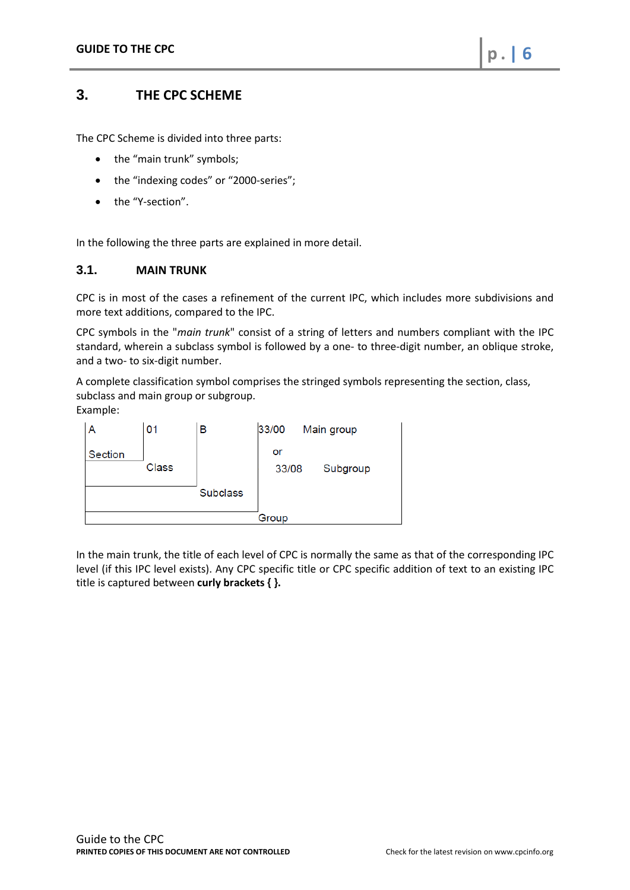# 3. THE CPC SCHEME

The CPC Scheme is divided into three parts:

- the "main trunk" symbols;
- the "indexing codes" or "2000-series";
- the "Y-section".

In the following the three parts are explained in more detail.

## 3.1. MAIN TRUNK

CPC is in most of the cases a refinement of the current IPC, which includes more subdivisions and more text additions, compared to the IPC.

CPC symbols in the "*main trunk*" consist of a string of letters and numbers compliant with the IPC standard, wherein a subclass symbol is followed by a one- to three-digit number, an oblique stroke, and a two- to six-digit number.

A complete classification symbol comprises the stringed symbols representing the section, class, subclass and main group or subgroup.

Example:

| A | 01 | B | 33/00 Main group or 33/08 Subgroup |
|---|---|---|---|
| Section | Class | Subclass | Group |

In the main trunk, the title of each level of CPC is normally the same as that of the corresponding IPC level (if this IPC level exists). Any CPC specific title or CPC specific addition of text to an existing IPC title is captured between **curly brackets { }.**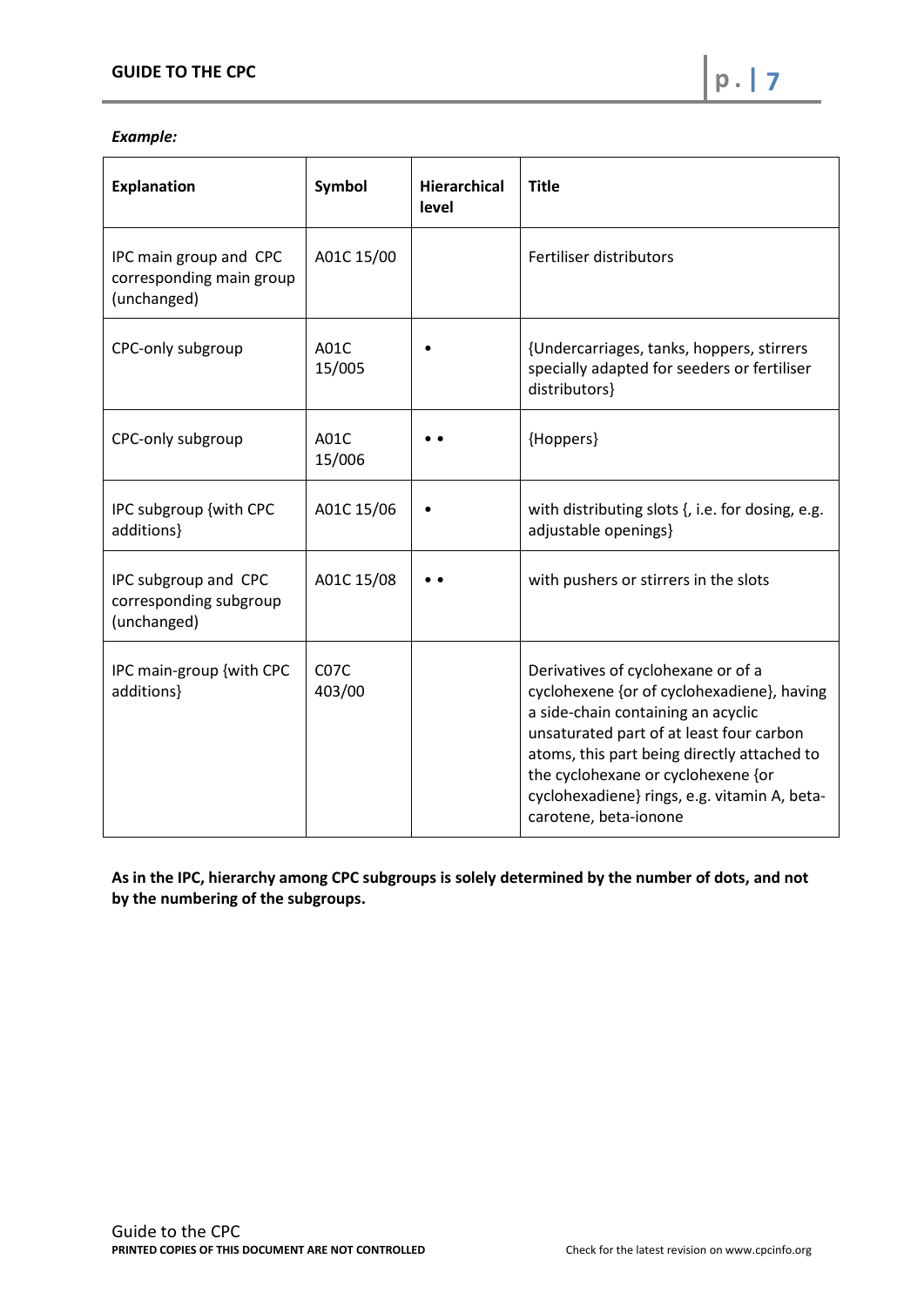***Example:***

| **Explanation** | **Symbol** | **Hierarchical level** | **Title** |
|---|---|---|---|
| IPC main group and CPC corresponding main group (unchanged) | A01C 15/00 | | Fertiliser distributors |
| CPC-only subgroup | A01C 15/005 | • | {Undercarriages, tanks, hoppers, stirrers specially adapted for seeders or fertiliser distributors} |
| CPC-only subgroup | A01C 15/006 | • • | {Hoppers} |
| IPC subgroup {with CPC additions} | A01C 15/06 | • | with distributing slots {, i.e. for dosing, e.g. adjustable openings} |
| IPC subgroup and CPC corresponding subgroup (unchanged) | A01C 15/08 | • • | with pushers or stirrers in the slots |
| IPC main-group {with CPC additions} | C07C 403/00 | | Derivatives of cyclohexane or of a cyclohexene {or of cyclohexadiene}, having a side-chain containing an acyclic unsaturated part of at least four carbon atoms, this part being directly attached to the cyclohexane or cyclohexene {or cyclohexadiene} rings, e.g. vitamin A, beta-carotene, beta-ionone |

**As in the IPC, hierarchy among CPC subgroups is solely determined by the number of dots, and not by the numbering of the subgroups.**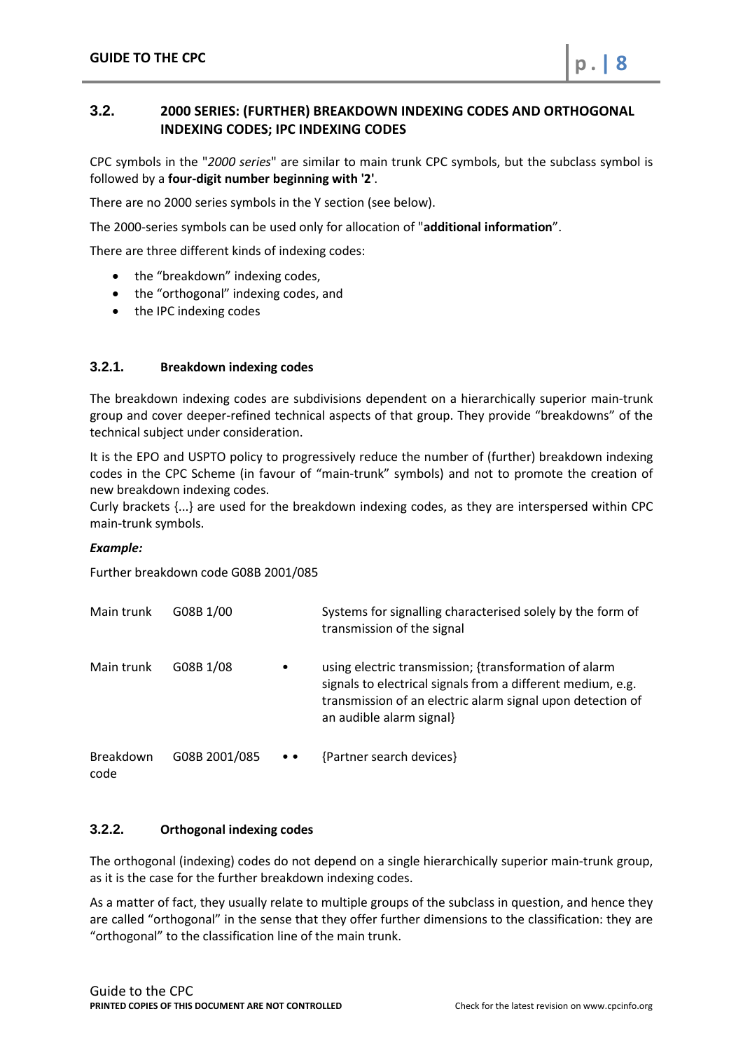## 3.2. 2000 SERIES: (FURTHER) BREAKDOWN INDEXING CODES AND ORTHOGONAL INDEXING CODES; IPC INDEXING CODES

CPC symbols in the "*2000 series*" are similar to main trunk CPC symbols, but the subclass symbol is followed by a **four-digit number beginning with '2'**.

There are no 2000 series symbols in the Y section (see below).

The 2000-series symbols can be used only for allocation of "**additional information**".

There are three different kinds of indexing codes:

- the "breakdown" indexing codes,
- the "orthogonal" indexing codes, and
- the IPC indexing codes

### 3.2.1. Breakdown indexing codes

The breakdown indexing codes are subdivisions dependent on a hierarchically superior main-trunk group and cover deeper-refined technical aspects of that group. They provide "breakdowns" of the technical subject under consideration.

It is the EPO and USPTO policy to progressively reduce the number of (further) breakdown indexing codes in the CPC Scheme (in favour of "main-trunk" symbols) and not to promote the creation of new breakdown indexing codes.
Curly brackets {...} are used for the breakdown indexing codes, as they are interspersed within CPC main-trunk symbols.

***Example:***

Further breakdown code G08B 2001/085

| | | | |
|---|---|---|---|
| Main trunk | G08B 1/00 | | Systems for signalling characterised solely by the form of transmission of the signal |
| Main trunk | G08B 1/08 | • | using electric transmission; {transformation of alarm signals to electrical signals from a different medium, e.g. transmission of an electric alarm signal upon detection of an audible alarm signal} |
| Breakdown code | G08B 2001/085 | • • | {Partner search devices} |

### 3.2.2. Orthogonal indexing codes

The orthogonal (indexing) codes do not depend on a single hierarchically superior main-trunk group, as it is the case for the further breakdown indexing codes.

As a matter of fact, they usually relate to multiple groups of the subclass in question, and hence they are called "orthogonal" in the sense that they offer further dimensions to the classification: they are "orthogonal" to the classification line of the main trunk.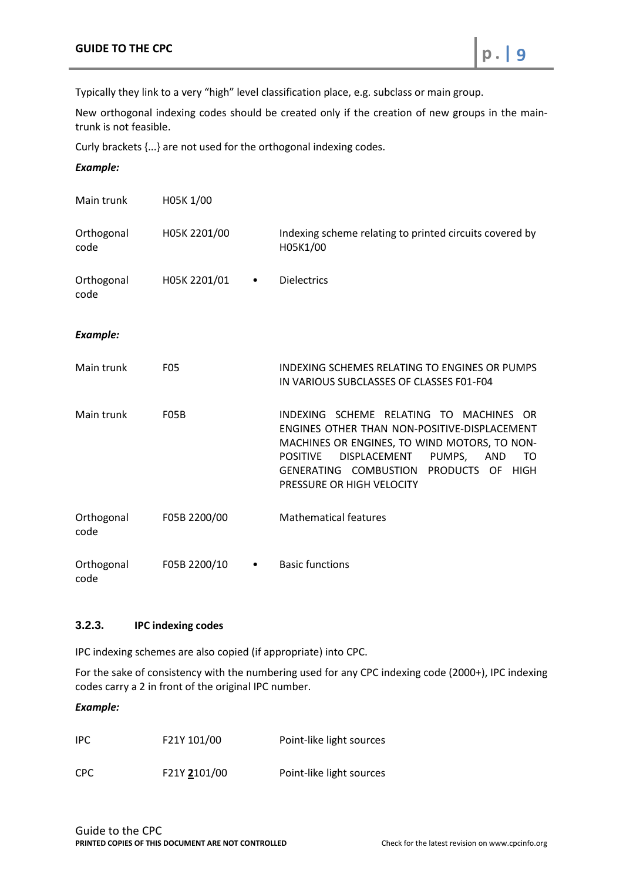Typically they link to a very "high" level classification place, e.g. subclass or main group.

New orthogonal indexing codes should be created only if the creation of new groups in the main-trunk is not feasible.

Curly brackets {...} are not used for the orthogonal indexing codes.

***Example:***

| | | | |
|---|---|---|---|
| Main trunk | H05K 1/00 | | |
| Orthogonal code | H05K 2201/00 | | Indexing scheme relating to printed circuits covered by H05K1/00 |
| Orthogonal code | H05K 2201/01 | • | Dielectrics |

***Example:***

| | | | |
|---|---|---|---|
| Main trunk | F05 | | INDEXING SCHEMES RELATING TO ENGINES OR PUMPS IN VARIOUS SUBCLASSES OF CLASSES F01-F04 |
| Main trunk | F05B | | INDEXING SCHEME RELATING TO MACHINES OR ENGINES OTHER THAN NON-POSITIVE-DISPLACEMENT MACHINES OR ENGINES, TO WIND MOTORS, TO NON-POSITIVE DISPLACEMENT PUMPS, AND TO GENERATING COMBUSTION PRODUCTS OF HIGH PRESSURE OR HIGH VELOCITY |
| Orthogonal code | F05B 2200/00 | | Mathematical features |
| Orthogonal code | F05B 2200/10 | • | Basic functions |

### 3.2.3. IPC indexing codes

IPC indexing schemes are also copied (if appropriate) into CPC.

For the sake of consistency with the numbering used for any CPC indexing code (2000+), IPC indexing codes carry a 2 in front of the original IPC number.

***Example:***

| | | |
|---|---|---|
| IPC | F21Y 101/00 | Point-like light sources |
| CPC | F21Y **2**101/00 | Point-like light sources |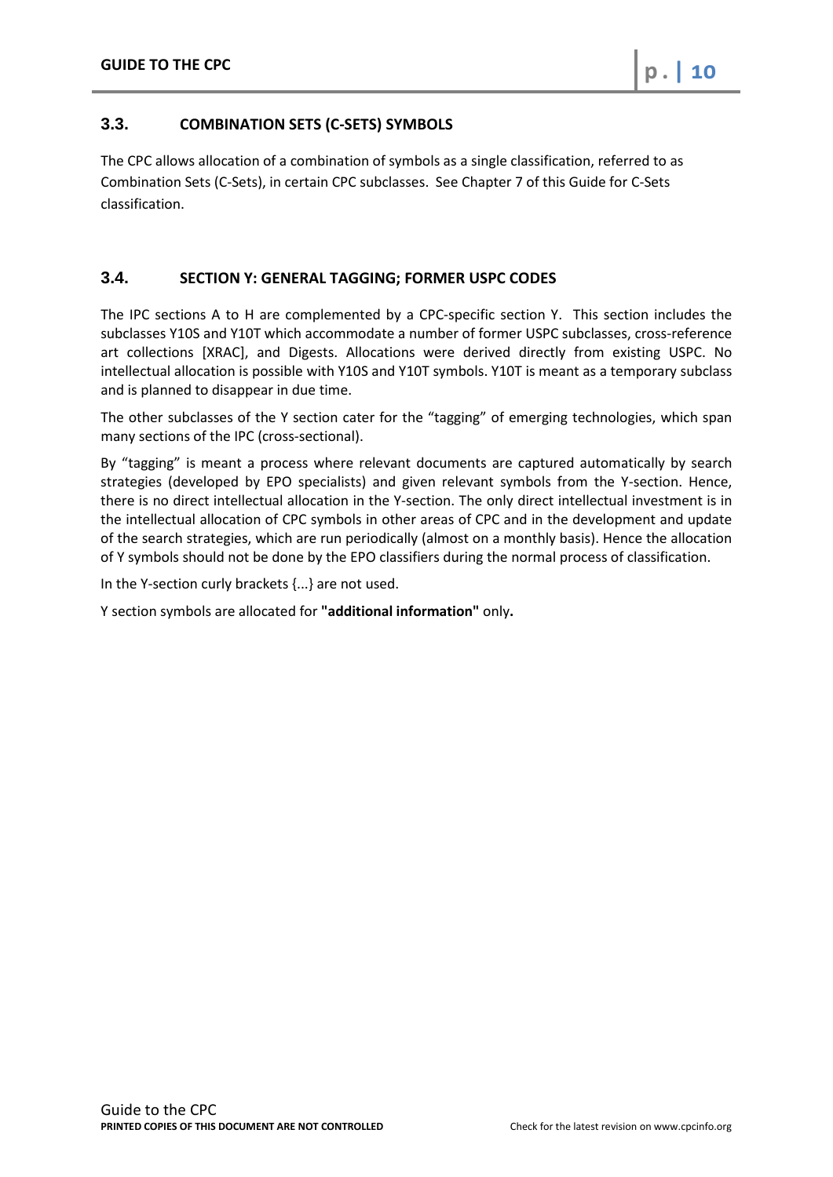## 3.3. COMBINATION SETS (C-SETS) SYMBOLS

The CPC allows allocation of a combination of symbols as a single classification, referred to as Combination Sets (C-Sets), in certain CPC subclasses. See Chapter 7 of this Guide for C-Sets classification.

## 3.4. SECTION Y: GENERAL TAGGING; FORMER USPC CODES

The IPC sections A to H are complemented by a CPC-specific section Y. This section includes the subclasses Y10S and Y10T which accommodate a number of former USPC subclasses, cross-reference art collections [XRAC], and Digests. Allocations were derived directly from existing USPC. No intellectual allocation is possible with Y10S and Y10T symbols. Y10T is meant as a temporary subclass and is planned to disappear in due time.

The other subclasses of the Y section cater for the "tagging" of emerging technologies, which span many sections of the IPC (cross-sectional).

By "tagging" is meant a process where relevant documents are captured automatically by search strategies (developed by EPO specialists) and given relevant symbols from the Y-section. Hence, there is no direct intellectual allocation in the Y-section. The only direct intellectual investment is in the intellectual allocation of CPC symbols in other areas of CPC and in the development and update of the search strategies, which are run periodically (almost on a monthly basis). Hence the allocation of Y symbols should not be done by the EPO classifiers during the normal process of classification.

In the Y-section curly brackets {...} are not used.

Y section symbols are allocated for **"additional information"** only**.**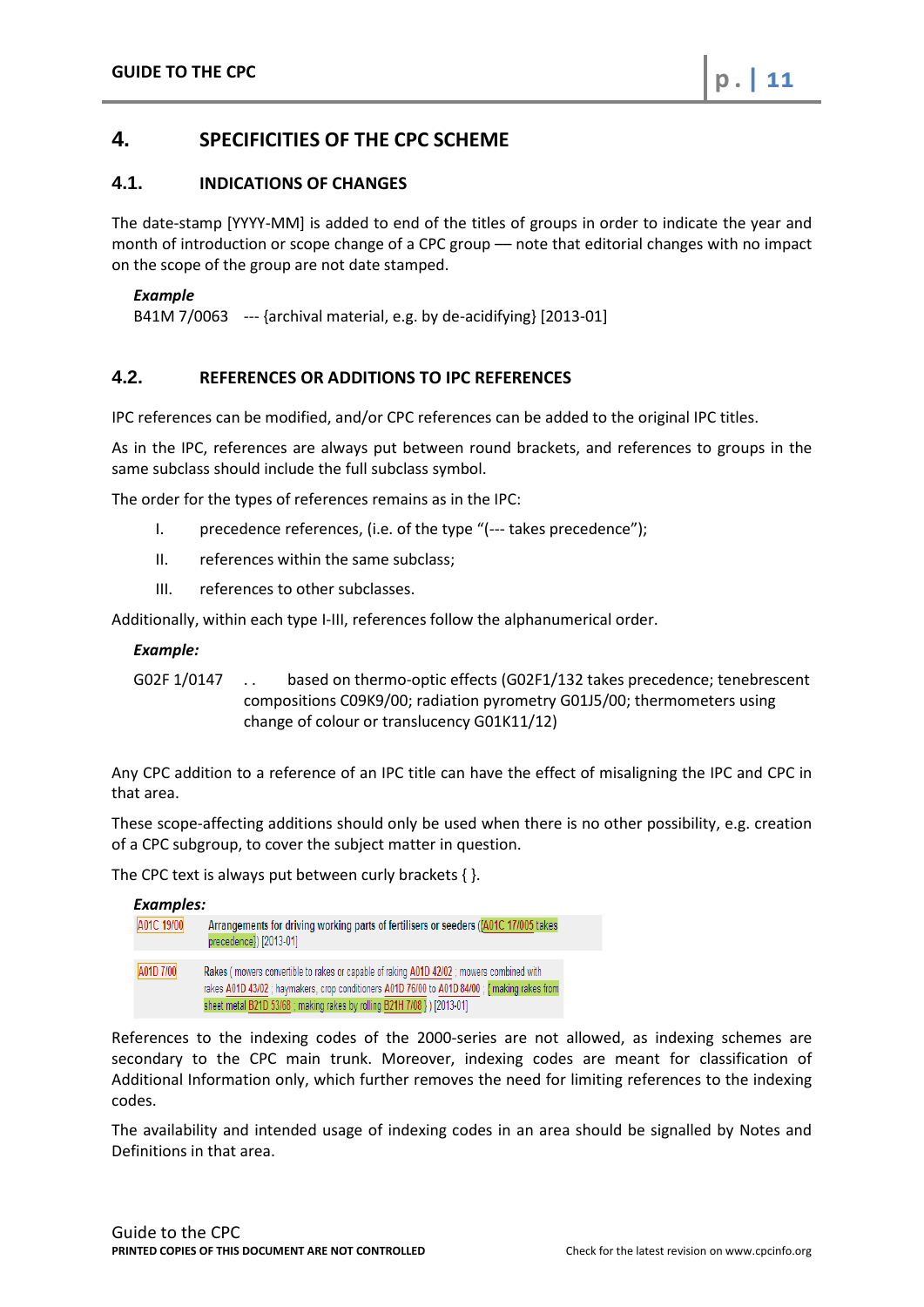## 4. SPECIFICITIES OF THE CPC SCHEME

### 4.1. INDICATIONS OF CHANGES

The date-stamp [YYYY-MM] is added to end of the titles of groups in order to indicate the year and month of introduction or scope change of a CPC group — note that editorial changes with no impact on the scope of the group are not date stamped.

***Example***

B41M 7/0063 --- {archival material, e.g. by de-acidifying} [2013-01]

### 4.2. REFERENCES OR ADDITIONS TO IPC REFERENCES

IPC references can be modified, and/or CPC references can be added to the original IPC titles.

As in the IPC, references are always put between round brackets, and references to groups in the same subclass should include the full subclass symbol.

The order for the types of references remains as in the IPC:

I. precedence references, (i.e. of the type "(--- takes precedence");

II. references within the same subclass;

III. references to other subclasses.

Additionally, within each type I-III, references follow the alphanumerical order.

***Example:***

G02F 1/0147 . . based on thermo-optic effects (G02F1/132 takes precedence; tenebrescent compositions C09K9/00; radiation pyrometry G01J5/00; thermometers using change of colour or translucency G01K11/12)

Any CPC addition to a reference of an IPC title can have the effect of misaligning the IPC and CPC in that area.

These scope-affecting additions should only be used when there is no other possibility, e.g. creation of a CPC subgroup, to cover the subject matter in question.

The CPC text is always put between curly brackets { }.

***Examples:***

A01C 19/00 Arrangements for driving working parts of fertilisers or seeders ({A01C 17/005 takes precedence}) [2013-01]

A01D 7/00 Rakes (mowers convertible to rakes or capable of raking A01D 42/02 ; mowers combined with rakes A01D 43/02 ; haymakers, crop conditioners A01D 76/00 to A01D 84/00 ; {making rakes from sheet metal B21D 53/68 ; making rakes by rolling B21H 7/08} ) [2013-01]

References to the indexing codes of the 2000-series are not allowed, as indexing schemes are secondary to the CPC main trunk. Moreover, indexing codes are meant for classification of Additional Information only, which further removes the need for limiting references to the indexing codes.

The availability and intended usage of indexing codes in an area should be signalled by Notes and Definitions in that area.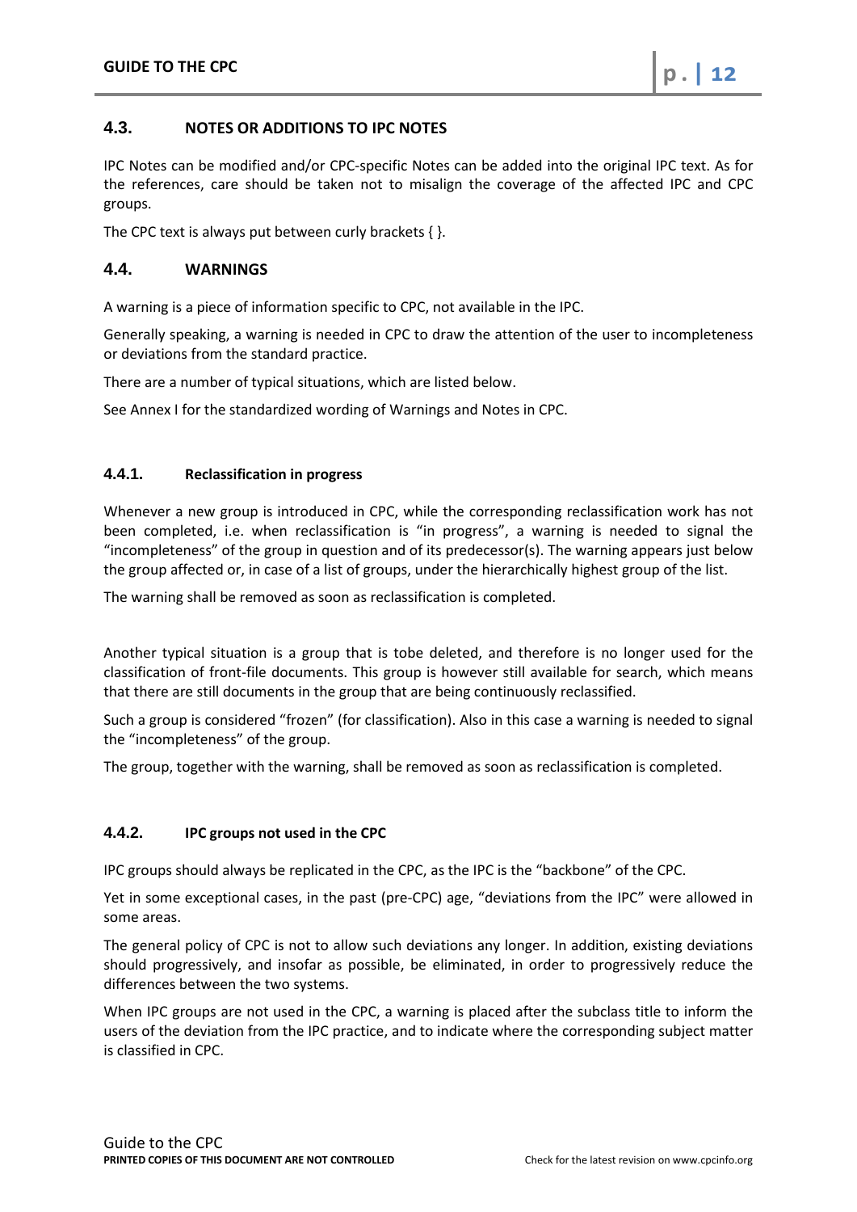## 4.3. NOTES OR ADDITIONS TO IPC NOTES

IPC Notes can be modified and/or CPC-specific Notes can be added into the original IPC text. As for the references, care should be taken not to misalign the coverage of the affected IPC and CPC groups.

The CPC text is always put between curly brackets { }.

## 4.4. WARNINGS

A warning is a piece of information specific to CPC, not available in the IPC.

Generally speaking, a warning is needed in CPC to draw the attention of the user to incompleteness or deviations from the standard practice.

There are a number of typical situations, which are listed below.

See Annex I for the standardized wording of Warnings and Notes in CPC.

### 4.4.1. Reclassification in progress

Whenever a new group is introduced in CPC, while the corresponding reclassification work has not been completed, i.e. when reclassification is "in progress", a warning is needed to signal the "incompleteness" of the group in question and of its predecessor(s). The warning appears just below the group affected or, in case of a list of groups, under the hierarchically highest group of the list.

The warning shall be removed as soon as reclassification is completed.

Another typical situation is a group that is tobe deleted, and therefore is no longer used for the classification of front-file documents. This group is however still available for search, which means that there are still documents in the group that are being continuously reclassified.

Such a group is considered "frozen" (for classification). Also in this case a warning is needed to signal the "incompleteness" of the group.

The group, together with the warning, shall be removed as soon as reclassification is completed.

### 4.4.2. IPC groups not used in the CPC

IPC groups should always be replicated in the CPC, as the IPC is the "backbone" of the CPC.

Yet in some exceptional cases, in the past (pre-CPC) age, "deviations from the IPC" were allowed in some areas.

The general policy of CPC is not to allow such deviations any longer. In addition, existing deviations should progressively, and insofar as possible, be eliminated, in order to progressively reduce the differences between the two systems.

When IPC groups are not used in the CPC, a warning is placed after the subclass title to inform the users of the deviation from the IPC practice, and to indicate where the corresponding subject matter is classified in CPC.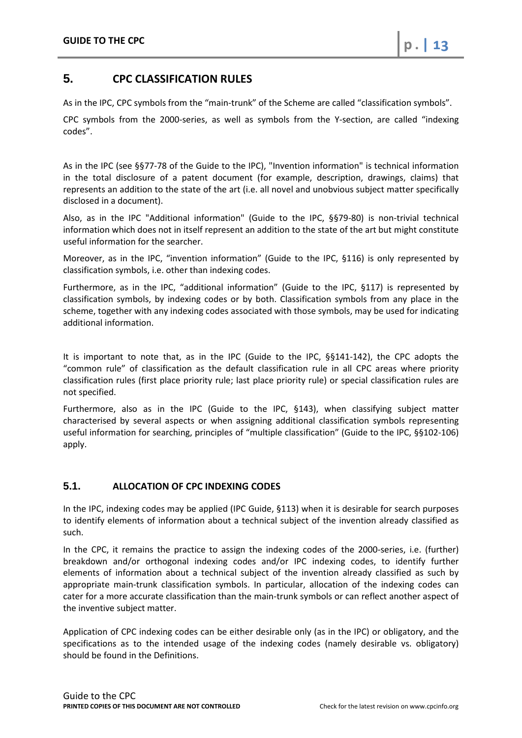## 5. CPC CLASSIFICATION RULES

As in the IPC, CPC symbols from the "main-trunk" of the Scheme are called "classification symbols".

CPC symbols from the 2000-series, as well as symbols from the Y-section, are called "indexing codes".

As in the IPC (see §§77-78 of the Guide to the IPC), "Invention information" is technical information in the total disclosure of a patent document (for example, description, drawings, claims) that represents an addition to the state of the art (i.e. all novel and unobvious subject matter specifically disclosed in a document).

Also, as in the IPC "Additional information" (Guide to the IPC, §§79-80) is non-trivial technical information which does not in itself represent an addition to the state of the art but might constitute useful information for the searcher.

Moreover, as in the IPC, "invention information" (Guide to the IPC, §116) is only represented by classification symbols, i.e. other than indexing codes.

Furthermore, as in the IPC, "additional information" (Guide to the IPC, §117) is represented by classification symbols, by indexing codes or by both. Classification symbols from any place in the scheme, together with any indexing codes associated with those symbols, may be used for indicating additional information.

It is important to note that, as in the IPC (Guide to the IPC, §§141-142), the CPC adopts the "common rule" of classification as the default classification rule in all CPC areas where priority classification rules (first place priority rule; last place priority rule) or special classification rules are not specified.

Furthermore, also as in the IPC (Guide to the IPC, §143), when classifying subject matter characterised by several aspects or when assigning additional classification symbols representing useful information for searching, principles of "multiple classification" (Guide to the IPC, §§102-106) apply.

### 5.1. ALLOCATION OF CPC INDEXING CODES

In the IPC, indexing codes may be applied (IPC Guide, §113) when it is desirable for search purposes to identify elements of information about a technical subject of the invention already classified as such.

In the CPC, it remains the practice to assign the indexing codes of the 2000-series, i.e. (further) breakdown and/or orthogonal indexing codes and/or IPC indexing codes, to identify further elements of information about a technical subject of the invention already classified as such by appropriate main-trunk classification symbols. In particular, allocation of the indexing codes can cater for a more accurate classification than the main-trunk symbols or can reflect another aspect of the inventive subject matter.

Application of CPC indexing codes can be either desirable only (as in the IPC) or obligatory, and the specifications as to the intended usage of the indexing codes (namely desirable vs. obligatory) should be found in the Definitions.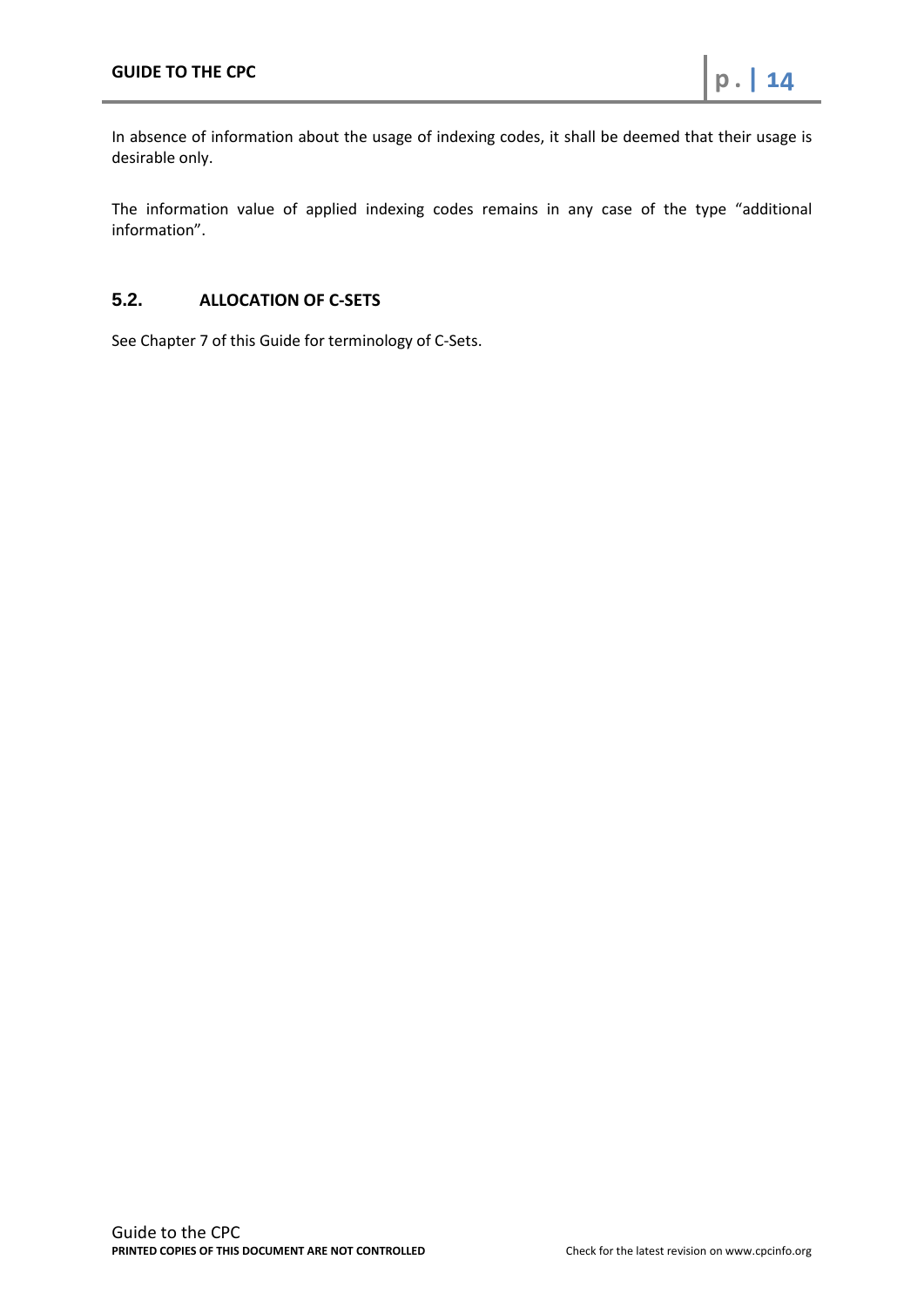In absence of information about the usage of indexing codes, it shall be deemed that their usage is desirable only.

The information value of applied indexing codes remains in any case of the type "additional information".

## 5.2. ALLOCATION OF C-SETS

See Chapter 7 of this Guide for terminology of C-Sets.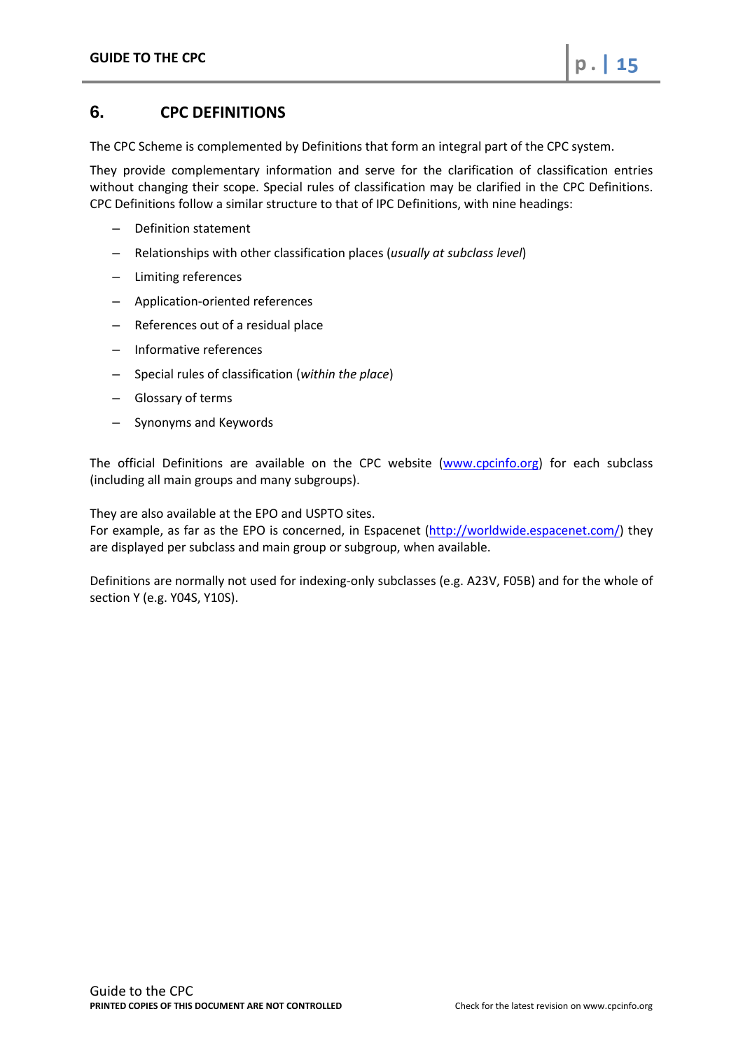## 6. CPC DEFINITIONS

The CPC Scheme is complemented by Definitions that form an integral part of the CPC system.

They provide complementary information and serve for the clarification of classification entries without changing their scope. Special rules of classification may be clarified in the CPC Definitions. CPC Definitions follow a similar structure to that of IPC Definitions, with nine headings:

- Definition statement
- Relationships with other classification places (*usually at subclass level*)
- Limiting references
- Application-oriented references
- References out of a residual place
- Informative references
- Special rules of classification (*within the place*)
- Glossary of terms
- Synonyms and Keywords

The official Definitions are available on the CPC website ([www.cpcinfo.org](www.cpcinfo.org)) for each subclass (including all main groups and many subgroups).

They are also available at the EPO and USPTO sites.
For example, as far as the EPO is concerned, in Espacenet ([http://worldwide.espacenet.com/](http://worldwide.espacenet.com/)) they are displayed per subclass and main group or subgroup, when available.

Definitions are normally not used for indexing-only subclasses (e.g. A23V, F05B) and for the whole of section Y (e.g. Y04S, Y10S).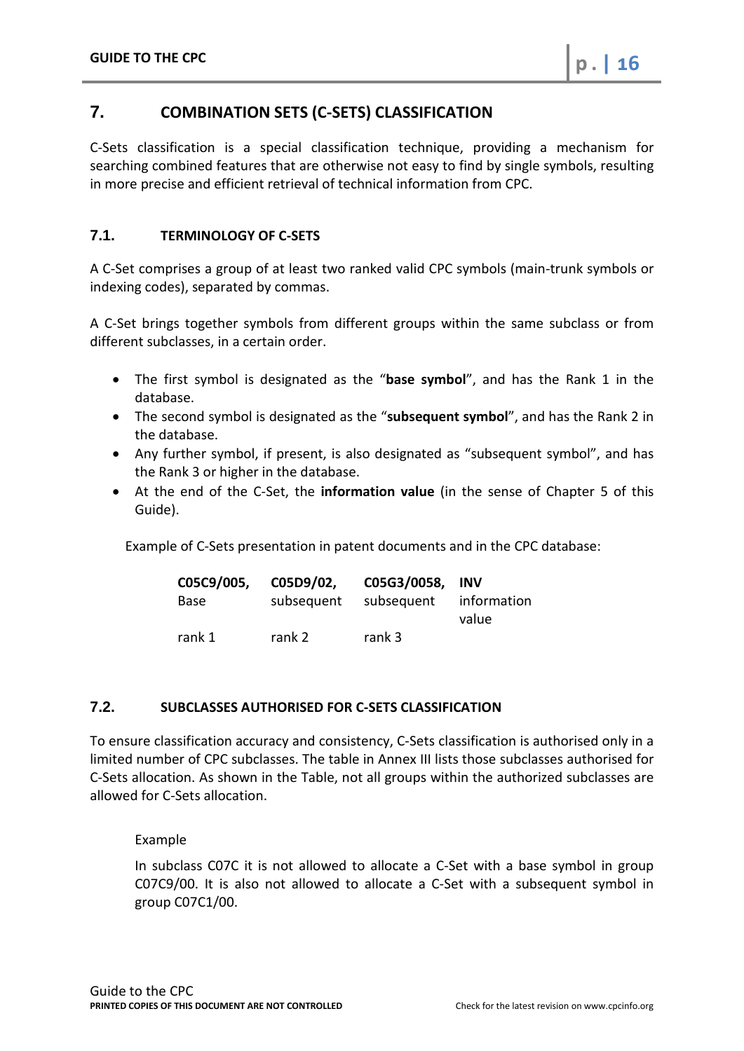## 7. COMBINATION SETS (C-SETS) CLASSIFICATION

C-Sets classification is a special classification technique, providing a mechanism for searching combined features that are otherwise not easy to find by single symbols, resulting in more precise and efficient retrieval of technical information from CPC.

### 7.1. TERMINOLOGY OF C-SETS

A C-Set comprises a group of at least two ranked valid CPC symbols (main-trunk symbols or indexing codes), separated by commas.

A C-Set brings together symbols from different groups within the same subclass or from different subclasses, in a certain order.

- The first symbol is designated as the "**base symbol**", and has the Rank 1 in the database.
- The second symbol is designated as the "**subsequent symbol**", and has the Rank 2 in the database.
- Any further symbol, if present, is also designated as "subsequent symbol", and has the Rank 3 or higher in the database.
- At the end of the C-Set, the **information value** (in the sense of Chapter 5 of this Guide).

Example of C-Sets presentation in patent documents and in the CPC database:

| **C05C9/005,** | **C05D9/02,** | **C05G3/0058,** | **INV** |
|---|---|---|---|
| Base | subsequent | subsequent | information value |
| rank 1 | rank 2 | rank 3 | |

### 7.2. SUBCLASSES AUTHORISED FOR C-SETS CLASSIFICATION

To ensure classification accuracy and consistency, C-Sets classification is authorised only in a limited number of CPC subclasses. The table in Annex III lists those subclasses authorised for C-Sets allocation. As shown in the Table, not all groups within the authorized subclasses are allowed for C-Sets allocation.

Example

In subclass C07C it is not allowed to allocate a C-Set with a base symbol in group C07C9/00. It is also not allowed to allocate a C-Set with a subsequent symbol in group C07C1/00.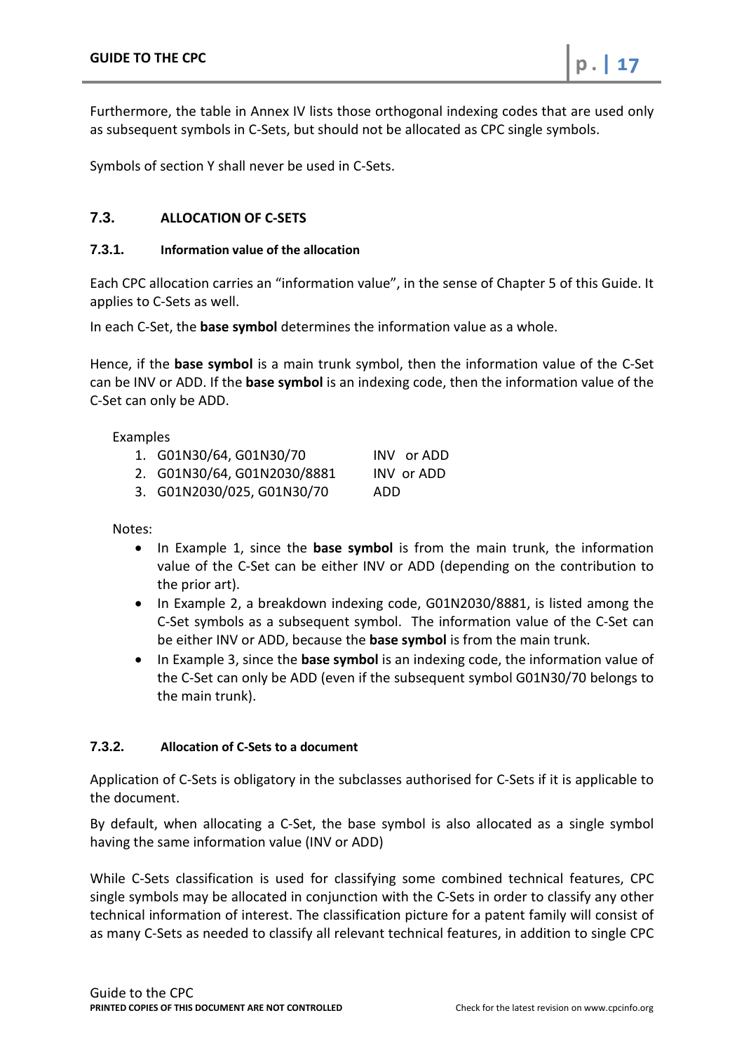Furthermore, the table in Annex IV lists those orthogonal indexing codes that are used only as subsequent symbols in C-Sets, but should not be allocated as CPC single symbols.

Symbols of section Y shall never be used in C-Sets.

## 7.3. ALLOCATION OF C-SETS

### 7.3.1. Information value of the allocation

Each CPC allocation carries an "information value", in the sense of Chapter 5 of this Guide. It applies to C-Sets as well.

In each C-Set, the **base symbol** determines the information value as a whole.

Hence, if the **base symbol** is a main trunk symbol, then the information value of the C-Set can be INV or ADD. If the **base symbol** is an indexing code, then the information value of the C-Set can only be ADD.

Examples

1. G01N30/64, G01N30/70 INV or ADD
2. G01N30/64, G01N2030/8881 INV or ADD
3. G01N2030/025, G01N30/70 ADD

Notes:

- In Example 1, since the **base symbol** is from the main trunk, the information value of the C-Set can be either INV or ADD (depending on the contribution to the prior art).
- In Example 2, a breakdown indexing code, G01N2030/8881, is listed among the C-Set symbols as a subsequent symbol. The information value of the C-Set can be either INV or ADD, because the **base symbol** is from the main trunk.
- In Example 3, since the **base symbol** is an indexing code, the information value of the C-Set can only be ADD (even if the subsequent symbol G01N30/70 belongs to the main trunk).

### 7.3.2. Allocation of C-Sets to a document

Application of C-Sets is obligatory in the subclasses authorised for C-Sets if it is applicable to the document.

By default, when allocating a C-Set, the base symbol is also allocated as a single symbol having the same information value (INV or ADD)

While C-Sets classification is used for classifying some combined technical features, CPC single symbols may be allocated in conjunction with the C-Sets in order to classify any other technical information of interest. The classification picture for a patent family will consist of as many C-Sets as needed to classify all relevant technical features, in addition to single CPC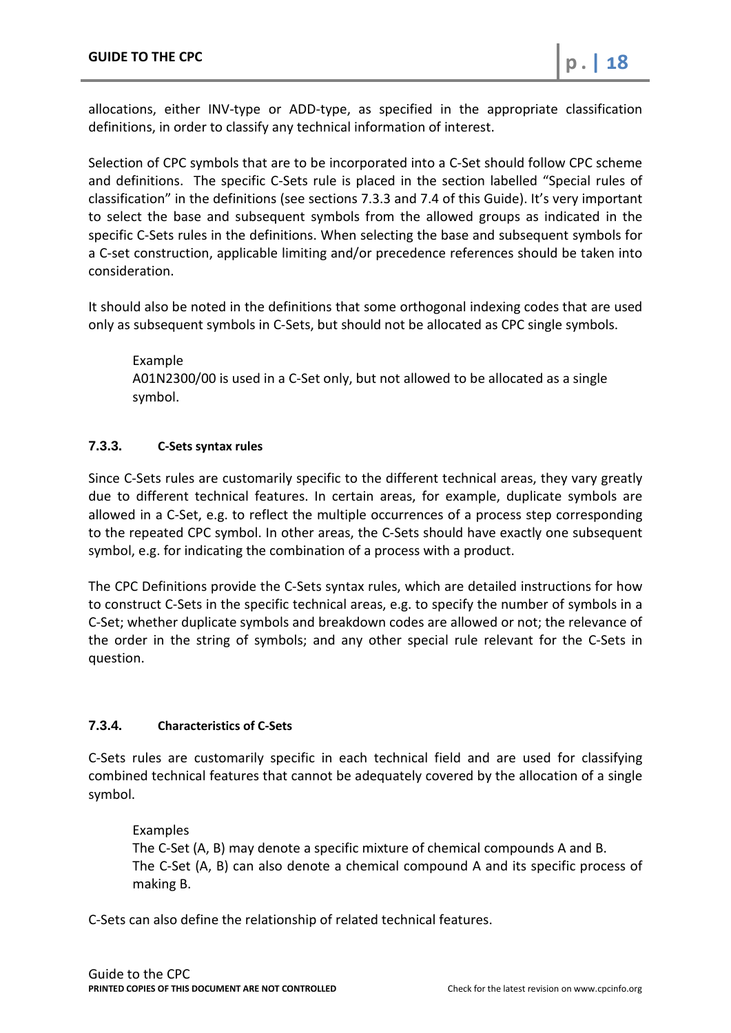allocations, either INV-type or ADD-type, as specified in the appropriate classification definitions, in order to classify any technical information of interest.

Selection of CPC symbols that are to be incorporated into a C-Set should follow CPC scheme and definitions. The specific C-Sets rule is placed in the section labelled "Special rules of classification" in the definitions (see sections 7.3.3 and 7.4 of this Guide). It's very important to select the base and subsequent symbols from the allowed groups as indicated in the specific C-Sets rules in the definitions. When selecting the base and subsequent symbols for a C-set construction, applicable limiting and/or precedence references should be taken into consideration.

It should also be noted in the definitions that some orthogonal indexing codes that are used only as subsequent symbols in C-Sets, but should not be allocated as CPC single symbols.

> Example
> A01N2300/00 is used in a C-Set only, but not allowed to be allocated as a single symbol.

#### 7.3.3. C-Sets syntax rules

Since C-Sets rules are customarily specific to the different technical areas, they vary greatly due to different technical features. In certain areas, for example, duplicate symbols are allowed in a C-Set, e.g. to reflect the multiple occurrences of a process step corresponding to the repeated CPC symbol. In other areas, the C-Sets should have exactly one subsequent symbol, e.g. for indicating the combination of a process with a product.

The CPC Definitions provide the C-Sets syntax rules, which are detailed instructions for how to construct C-Sets in the specific technical areas, e.g. to specify the number of symbols in a C-Set; whether duplicate symbols and breakdown codes are allowed or not; the relevance of the order in the string of symbols; and any other special rule relevant for the C-Sets in question.

#### 7.3.4. Characteristics of C-Sets

C-Sets rules are customarily specific in each technical field and are used for classifying combined technical features that cannot be adequately covered by the allocation of a single symbol.

> Examples
> The C-Set (A, B) may denote a specific mixture of chemical compounds A and B.
> The C-Set (A, B) can also denote a chemical compound A and its specific process of making B.

C-Sets can also define the relationship of related technical features.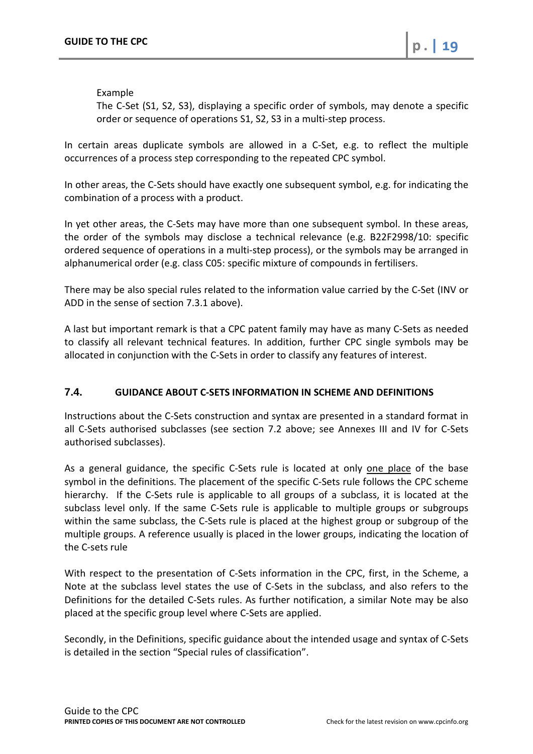Example

The C-Set (S1, S2, S3), displaying a specific order of symbols, may denote a specific order or sequence of operations S1, S2, S3 in a multi-step process.

In certain areas duplicate symbols are allowed in a C-Set, e.g. to reflect the multiple occurrences of a process step corresponding to the repeated CPC symbol.

In other areas, the C-Sets should have exactly one subsequent symbol, e.g. for indicating the combination of a process with a product.

In yet other areas, the C-Sets may have more than one subsequent symbol. In these areas, the order of the symbols may disclose a technical relevance (e.g. B22F2998/10: specific ordered sequence of operations in a multi-step process), or the symbols may be arranged in alphanumerical order (e.g. class C05: specific mixture of compounds in fertilisers.

There may be also special rules related to the information value carried by the C-Set (INV or ADD in the sense of section 7.3.1 above).

A last but important remark is that a CPC patent family may have as many C-Sets as needed to classify all relevant technical features. In addition, further CPC single symbols may be allocated in conjunction with the C-Sets in order to classify any features of interest.

## 7.4. GUIDANCE ABOUT C-SETS INFORMATION IN SCHEME AND DEFINITIONS

Instructions about the C-Sets construction and syntax are presented in a standard format in all C-Sets authorised subclasses (see section 7.2 above; see Annexes III and IV for C-Sets authorised subclasses).

As a general guidance, the specific C-Sets rule is located at only one place of the base symbol in the definitions. The placement of the specific C-Sets rule follows the CPC scheme hierarchy. If the C-Sets rule is applicable to all groups of a subclass, it is located at the subclass level only. If the same C-Sets rule is applicable to multiple groups or subgroups within the same subclass, the C-Sets rule is placed at the highest group or subgroup of the multiple groups. A reference usually is placed in the lower groups, indicating the location of the C-sets rule

With respect to the presentation of C-Sets information in the CPC, first, in the Scheme, a Note at the subclass level states the use of C-Sets in the subclass, and also refers to the Definitions for the detailed C-Sets rules. As further notification, a similar Note may be also placed at the specific group level where C-Sets are applied.

Secondly, in the Definitions, specific guidance about the intended usage and syntax of C-Sets is detailed in the section "Special rules of classification".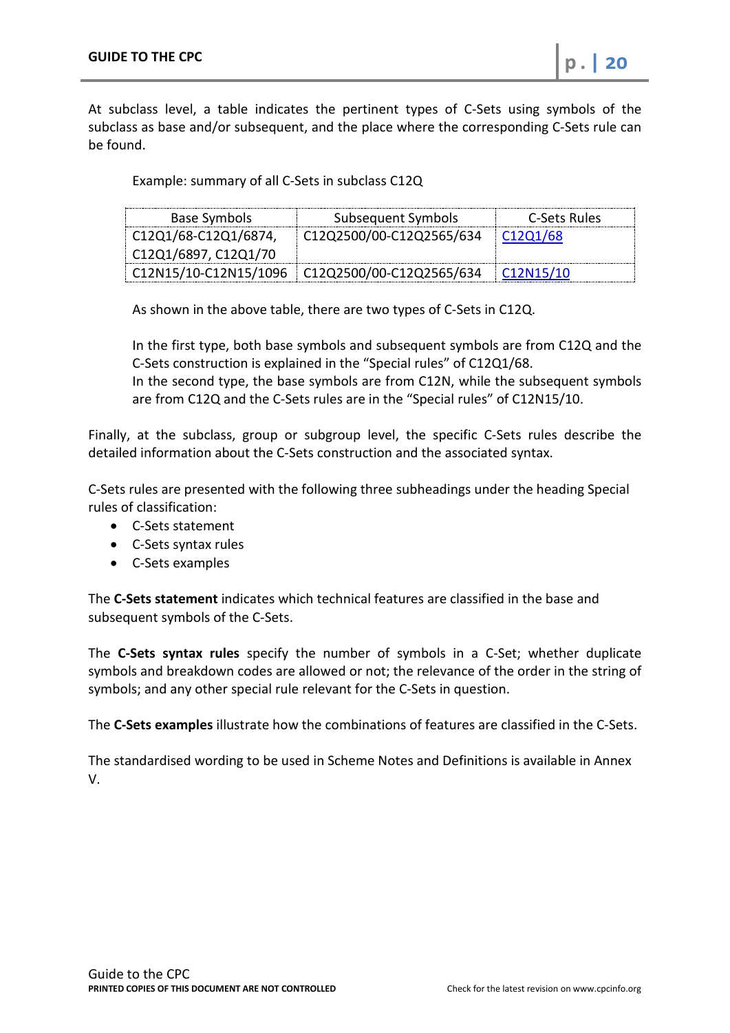At subclass level, a table indicates the pertinent types of C-Sets using symbols of the subclass as base and/or subsequent, and the place where the corresponding C-Sets rule can be found.

Example: summary of all C-Sets in subclass C12Q

| Base Symbols | Subsequent Symbols | C-Sets Rules |
|---|---|---|
| C12Q1/68-C12Q1/6874, C12Q1/6897, C12Q1/70 | C12Q2500/00-C12Q2565/634 | C12Q1/68 |
| C12N15/10-C12N15/1096 | C12Q2500/00-C12Q2565/634 | C12N15/10 |

As shown in the above table, there are two types of C-Sets in C12Q.

In the first type, both base symbols and subsequent symbols are from C12Q and the C-Sets construction is explained in the "Special rules" of C12Q1/68.
In the second type, the base symbols are from C12N, while the subsequent symbols are from C12Q and the C-Sets rules are in the "Special rules" of C12N15/10.

Finally, at the subclass, group or subgroup level, the specific C-Sets rules describe the detailed information about the C-Sets construction and the associated syntax.

C-Sets rules are presented with the following three subheadings under the heading Special rules of classification:

- C-Sets statement
- C-Sets syntax rules
- C-Sets examples

The **C-Sets statement** indicates which technical features are classified in the base and subsequent symbols of the C-Sets.

The **C-Sets syntax rules** specify the number of symbols in a C-Set; whether duplicate symbols and breakdown codes are allowed or not; the relevance of the order in the string of symbols; and any other special rule relevant for the C-Sets in question.

The **C-Sets examples** illustrate how the combinations of features are classified in the C-Sets.

The standardised wording to be used in Scheme Notes and Definitions is available in Annex V.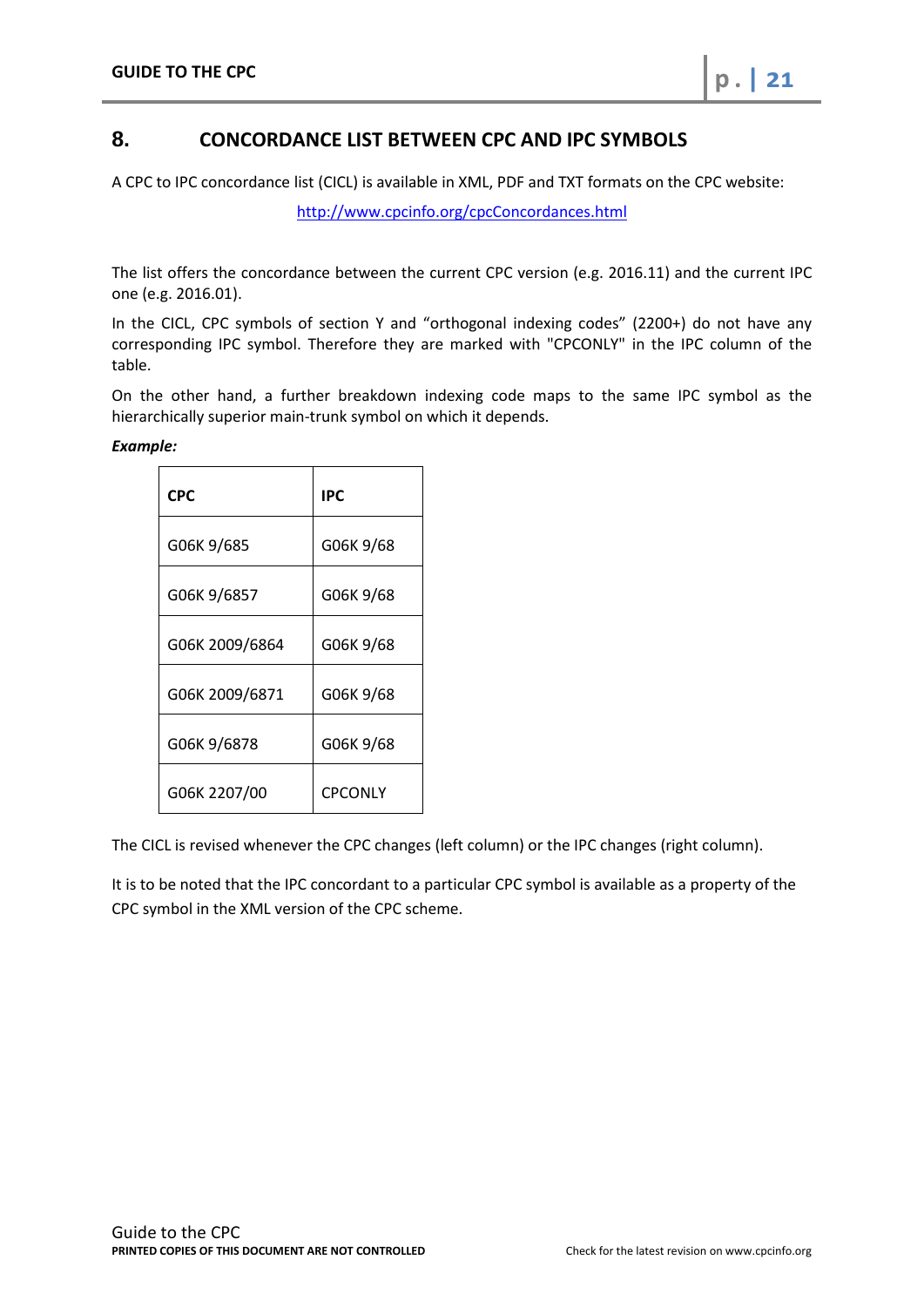# 8. CONCORDANCE LIST BETWEEN CPC AND IPC SYMBOLS

A CPC to IPC concordance list (CICL) is available in XML, PDF and TXT formats on the CPC website:

http://www.cpcinfo.org/cpcConcordances.html

The list offers the concordance between the current CPC version (e.g. 2016.11) and the current IPC one (e.g. 2016.01).

In the CICL, CPC symbols of section Y and "orthogonal indexing codes" (2200+) do not have any corresponding IPC symbol. Therefore they are marked with "CPCONLY" in the IPC column of the table.

On the other hand, a further breakdown indexing code maps to the same IPC symbol as the hierarchically superior main-trunk symbol on which it depends.

***Example:***

| CPC | IPC |
|---|---|
| G06K 9/685 | G06K 9/68 |
| G06K 9/6857 | G06K 9/68 |
| G06K 2009/6864 | G06K 9/68 |
| G06K 2009/6871 | G06K 9/68 |
| G06K 9/6878 | G06K 9/68 |
| G06K 2207/00 | CPCONLY |

The CICL is revised whenever the CPC changes (left column) or the IPC changes (right column).

It is to be noted that the IPC concordant to a particular CPC symbol is available as a property of the CPC symbol in the XML version of the CPC scheme.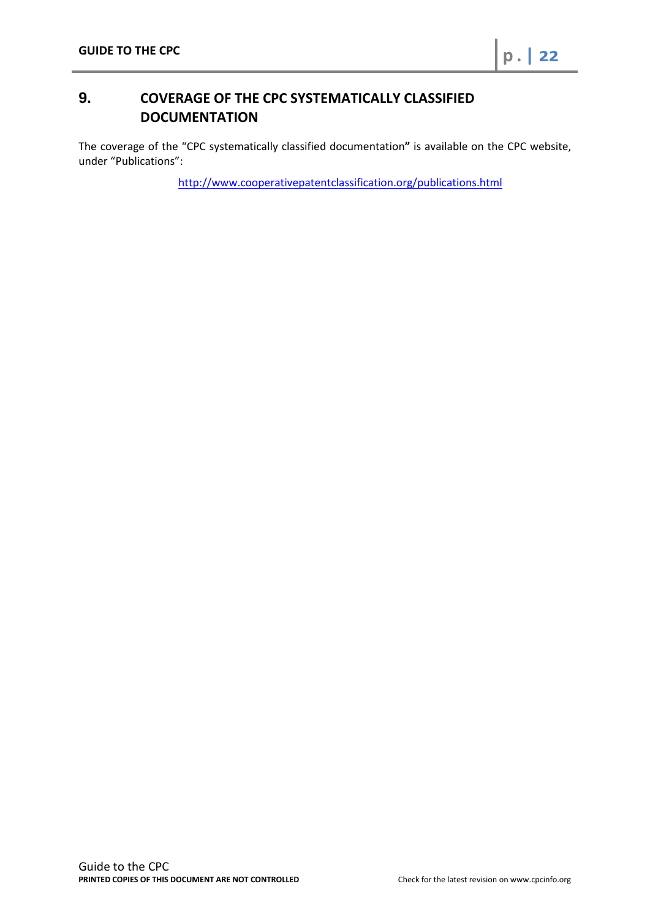## 9. COVERAGE OF THE CPC SYSTEMATICALLY CLASSIFIED DOCUMENTATION

The coverage of the "CPC systematically classified documentation**"** is available on the CPC website, under "Publications":

http://www.cooperativepatentclassification.org/publications.html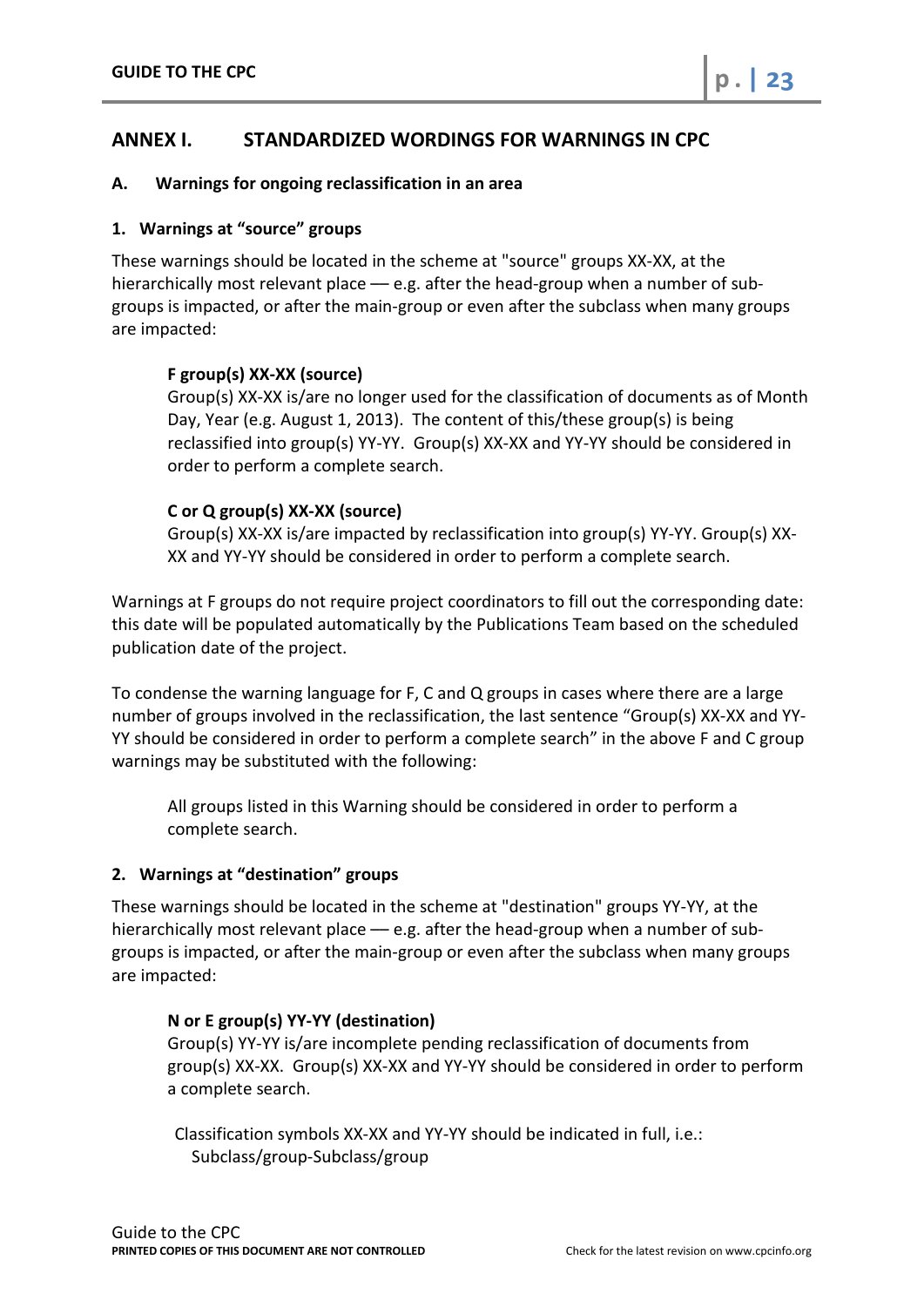# ANNEX I. STANDARDIZED WORDINGS FOR WARNINGS IN CPC

## A. Warnings for ongoing reclassification in an area

### 1. Warnings at "source" groups

These warnings should be located in the scheme at "source" groups XX-XX, at the hierarchically most relevant place — e.g. after the head-group when a number of sub-groups is impacted, or after the main-group or even after the subclass when many groups are impacted:

> **F group(s) XX-XX (source)**
> Group(s) XX-XX is/are no longer used for the classification of documents as of Month Day, Year (e.g. August 1, 2013). The content of this/these group(s) is being reclassified into group(s) YY-YY. Group(s) XX-XX and YY-YY should be considered in order to perform a complete search.
>
> **C or Q group(s) XX-XX (source)**
> Group(s) XX-XX is/are impacted by reclassification into group(s) YY-YY. Group(s) XX-XX and YY-YY should be considered in order to perform a complete search.

Warnings at F groups do not require project coordinators to fill out the corresponding date: this date will be populated automatically by the Publications Team based on the scheduled publication date of the project.

To condense the warning language for F, C and Q groups in cases where there are a large number of groups involved in the reclassification, the last sentence "Group(s) XX-XX and YY-YY should be considered in order to perform a complete search" in the above F and C group warnings may be substituted with the following:

> All groups listed in this Warning should be considered in order to perform a complete search.

### 2. Warnings at "destination" groups

These warnings should be located in the scheme at "destination" groups YY-YY, at the hierarchically most relevant place — e.g. after the head-group when a number of sub-groups is impacted, or after the main-group or even after the subclass when many groups are impacted:

> **N or E group(s) YY-YY (destination)**
> Group(s) YY-YY is/are incomplete pending reclassification of documents from group(s) XX-XX. Group(s) XX-XX and YY-YY should be considered in order to perform a complete search.
>
> Classification symbols XX-XX and YY-YY should be indicated in full, i.e.:
> Subclass/group-Subclass/group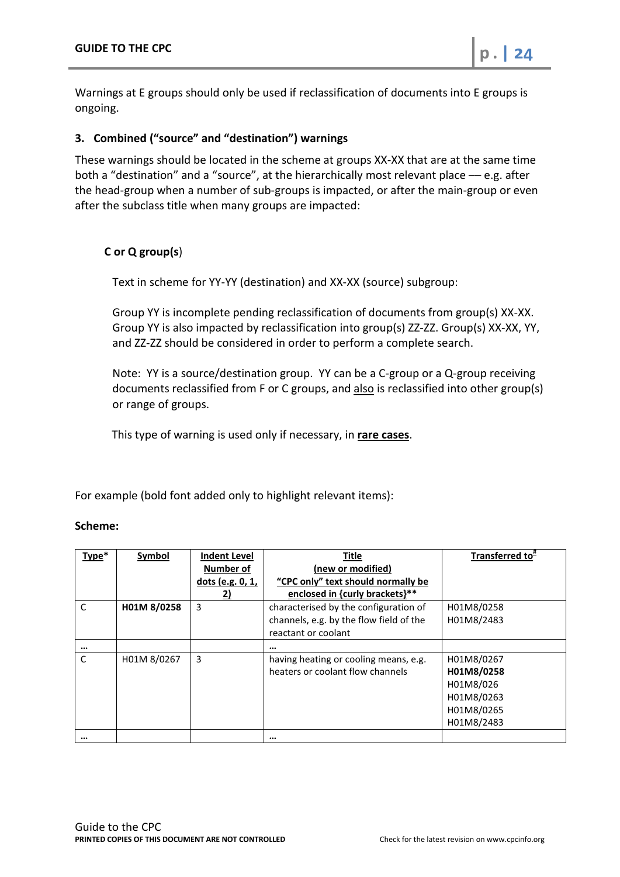Warnings at E groups should only be used if reclassification of documents into E groups is ongoing.

### 3. Combined ("source" and "destination") warnings

These warnings should be located in the scheme at groups XX-XX that are at the same time both a "destination" and a "source", at the hierarchically most relevant place — e.g. after the head-group when a number of sub-groups is impacted, or after the main-group or even after the subclass title when many groups are impacted:

**C or Q group(s**)

Text in scheme for YY-YY (destination) and XX-XX (source) subgroup:

Group YY is incomplete pending reclassification of documents from group(s) XX-XX. Group YY is also impacted by reclassification into group(s) ZZ-ZZ. Group(s) XX-XX, YY, and ZZ-ZZ should be considered in order to perform a complete search.

Note: YY is a source/destination group. YY can be a C-group or a Q-group receiving documents reclassified from F or C groups, and also is reclassified into other group(s) or range of groups.

This type of warning is used only if necessary, in **rare cases**.

For example (bold font added only to highlight relevant items):

**Scheme:**

| Type* | Symbol | Indent Level Number of dots (e.g. 0, 1, 2) | Title (new or modified) "CPC only" text should normally be enclosed in {curly brackets}** | Transferred to# |
|---|---|---|---|---|
| C | **H01M 8/0258** | 3 | characterised by the configuration of channels, e.g. by the flow field of the reactant or coolant | H01M8/0258<br>H01M8/2483 |
| … | | | … | |
| C | H01M 8/0267 | 3 | having heating or cooling means, e.g. heaters or coolant flow channels | H01M8/0267<br>**H01M8/0258**<br>H01M8/026<br>H01M8/0263<br>H01M8/0265<br>H01M8/2483 |
| … | | | … | |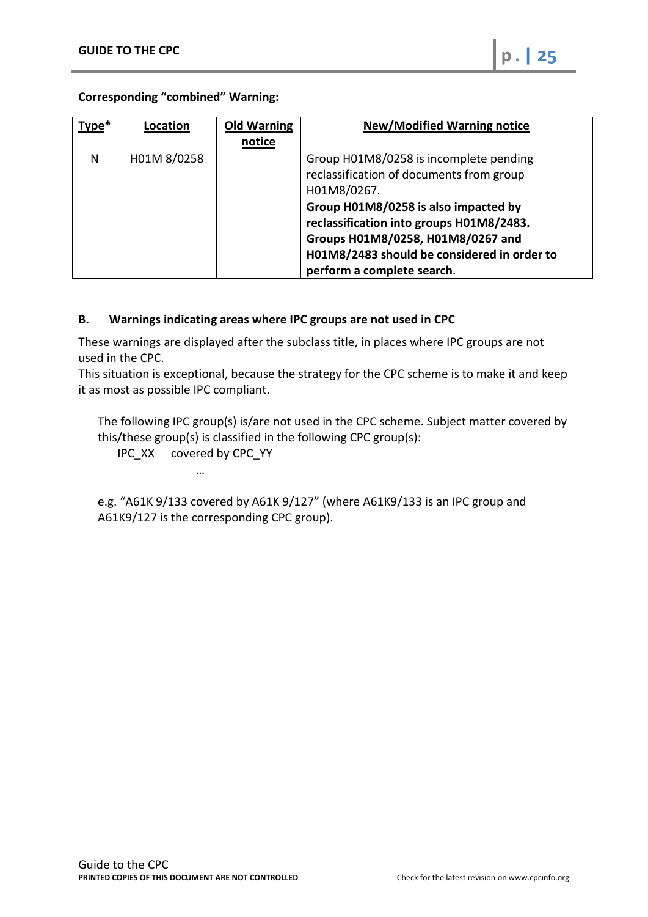**Corresponding "combined" Warning:**

| Type* | Location | Old Warning notice | New/Modified Warning notice |
|---|---|---|---|
| N | H01M 8/0258 | | Group H01M8/0258 is incomplete pending reclassification of documents from group H01M8/0267. **Group H01M8/0258 is also impacted by reclassification into groups H01M8/2483. Groups H01M8/0258, H01M8/0267 and H01M8/2483 should be considered in order to perform a complete search**. |

### B. Warnings indicating areas where IPC groups are not used in CPC

These warnings are displayed after the subclass title, in places where IPC groups are not used in the CPC.
This situation is exceptional, because the strategy for the CPC scheme is to make it and keep it as most as possible IPC compliant.

> The following IPC group(s) is/are not used in the CPC scheme. Subject matter covered by this/these group(s) is classified in the following CPC group(s):
>
> IPC_XX covered by CPC_YY
>
> …
>
> e.g. "A61K 9/133 covered by A61K 9/127" (where A61K9/133 is an IPC group and A61K9/127 is the corresponding CPC group).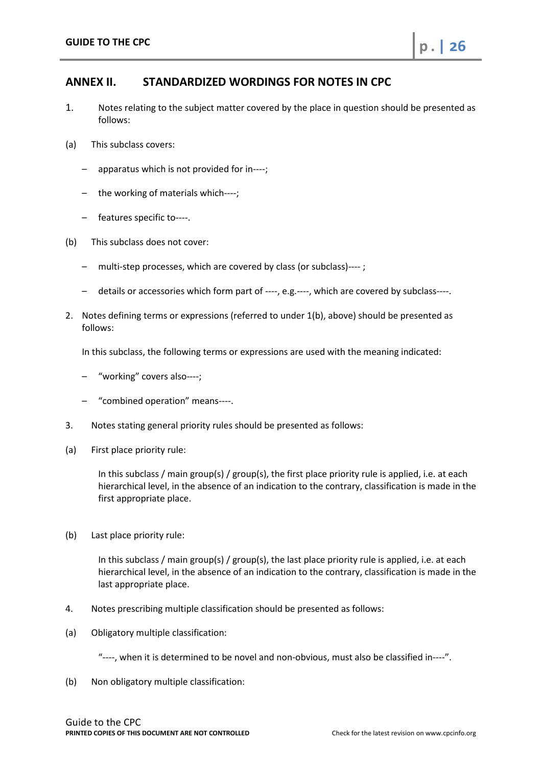## ANNEX II. STANDARDIZED WORDINGS FOR NOTES IN CPC

1. Notes relating to the subject matter covered by the place in question should be presented as follows:

(a) This subclass covers:

- apparatus which is not provided for in----;
- the working of materials which----;
- features specific to----.

(b) This subclass does not cover:

- multi-step processes, which are covered by class (or subclass)---- ;
- details or accessories which form part of ----, e.g.----, which are covered by subclass----.

2. Notes defining terms or expressions (referred to under 1(b), above) should be presented as follows:

In this subclass, the following terms or expressions are used with the meaning indicated:

- "working" covers also----;
- "combined operation" means----.

3. Notes stating general priority rules should be presented as follows:

(a) First place priority rule:

In this subclass / main group(s) / group(s), the first place priority rule is applied, i.e. at each hierarchical level, in the absence of an indication to the contrary, classification is made in the first appropriate place.

(b) Last place priority rule:

In this subclass / main group(s) / group(s), the last place priority rule is applied, i.e. at each hierarchical level, in the absence of an indication to the contrary, classification is made in the last appropriate place.

4. Notes prescribing multiple classification should be presented as follows:

(a) Obligatory multiple classification:

"----, when it is determined to be novel and non-obvious, must also be classified in----".

(b) Non obligatory multiple classification: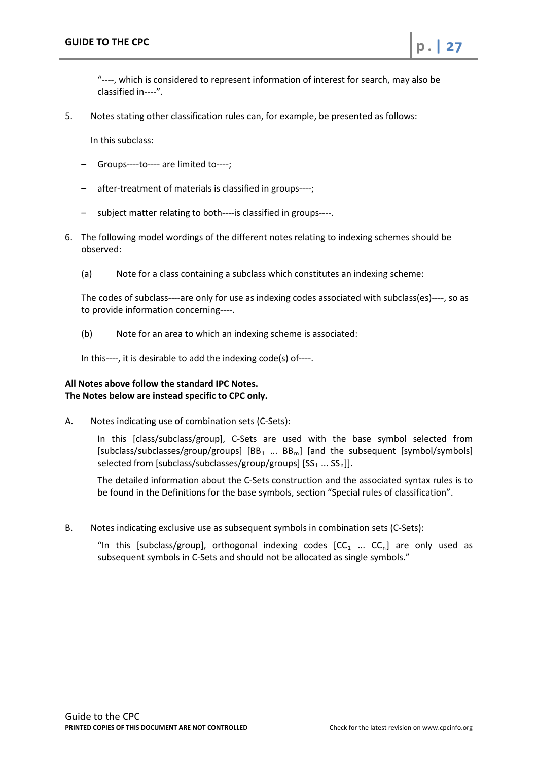"----, which is considered to represent information of interest for search, may also be classified in----".

5. Notes stating other classification rules can, for example, be presented as follows:

   In this subclass:

   - Groups----to---- are limited to----;
   - after-treatment of materials is classified in groups----;
   - subject matter relating to both----is classified in groups----.

6. The following model wordings of the different notes relating to indexing schemes should be observed:

   (a) Note for a class containing a subclass which constitutes an indexing scheme:

   The codes of subclass----are only for use as indexing codes associated with subclass(es)----, so as to provide information concerning----.

   (b) Note for an area to which an indexing scheme is associated:

   In this----, it is desirable to add the indexing code(s) of----.

**All Notes above follow the standard IPC Notes.**
**The Notes below are instead specific to CPC only.**

A. Notes indicating use of combination sets (C-Sets):

   In this [class/subclass/group], C-Sets are used with the base symbol selected from [subclass/subclasses/group/groups] [$BB_1$ ... $BB_m$] [and the subsequent [symbol/symbols] selected from [subclass/subclasses/group/groups] [$SS_1$ ... $SS_n$]].

   The detailed information about the C-Sets construction and the associated syntax rules is to be found in the Definitions for the base symbols, section "Special rules of classification".

B. Notes indicating exclusive use as subsequent symbols in combination sets (C-Sets):

   "In this [subclass/group], orthogonal indexing codes [$CC_1$ ... $CC_n$] are only used as subsequent symbols in C-Sets and should not be allocated as single symbols."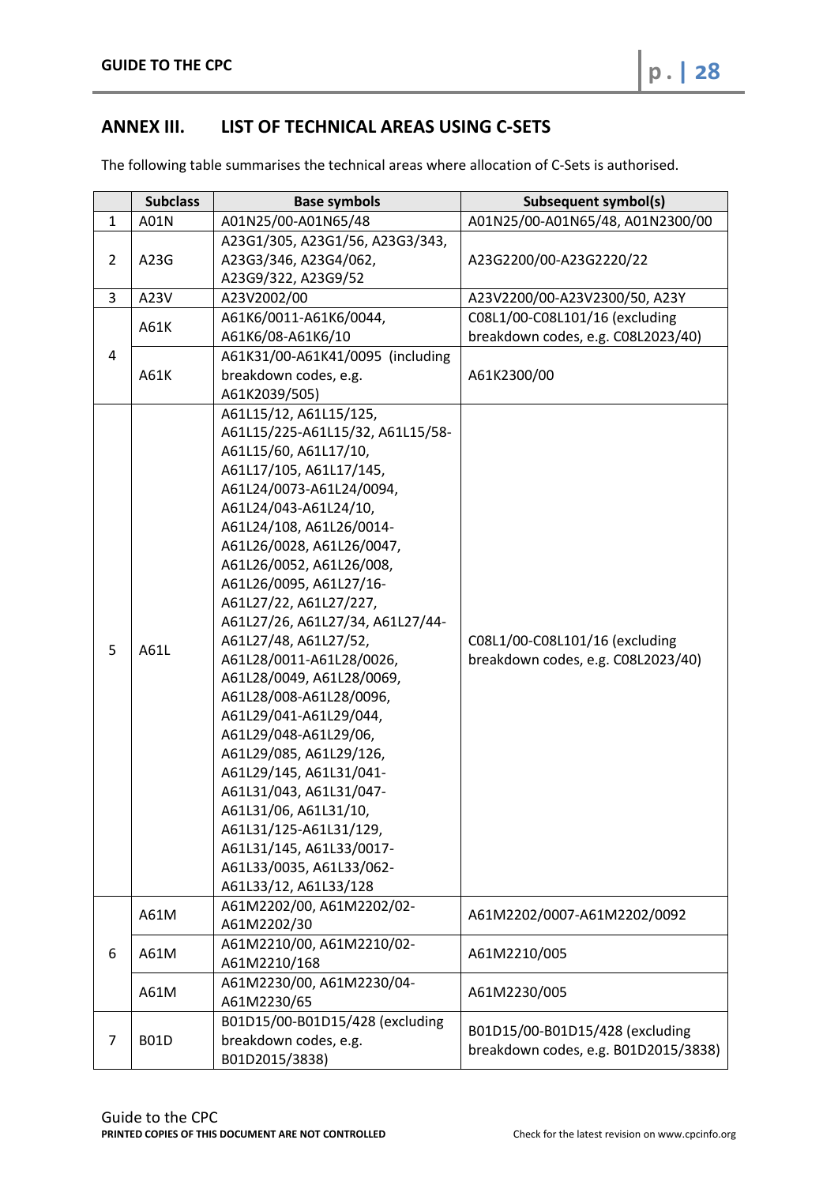## ANNEX III. LIST OF TECHNICAL AREAS USING C-SETS

The following table summarises the technical areas where allocation of C-Sets is authorised.

| | Subclass | Base symbols | Subsequent symbol(s) |
|---|---|---|---|
| 1 | A01N | A01N25/00-A01N65/48 | A01N25/00-A01N65/48, A01N2300/00 |
| 2 | A23G | A23G1/305, A23G1/56, A23G3/343, A23G3/346, A23G4/062, A23G9/322, A23G9/52 | A23G2200/00-A23G2220/22 |
| 3 | A23V | A23V2002/00 | A23V2200/00-A23V2300/50, A23Y |
| 4 | A61K | A61K6/0011-A61K6/0044, A61K6/08-A61K6/10 | C08L1/00-C08L101/16 (excluding breakdown codes, e.g. C08L2023/40) |
| | A61K | A61K31/00-A61K41/0095 (including breakdown codes, e.g. A61K2039/505) | A61K2300/00 |
| 5 | A61L | A61L15/12, A61L15/125, A61L15/225-A61L15/32, A61L15/58-A61L15/60, A61L17/10, A61L17/105, A61L17/145, A61L24/0073-A61L24/0094, A61L24/043-A61L24/10, A61L24/108, A61L26/0014-A61L26/0028, A61L26/0047, A61L26/0052, A61L26/008, A61L26/0095, A61L27/16-A61L27/22, A61L27/227, A61L27/26, A61L27/34, A61L27/44-A61L27/48, A61L27/52, A61L28/0011-A61L28/0026, A61L28/0049, A61L28/0069, A61L28/008-A61L28/0096, A61L29/041-A61L29/044, A61L29/048-A61L29/06, A61L29/085, A61L29/126, A61L29/145, A61L31/041-A61L31/043, A61L31/047-A61L31/06, A61L31/10, A61L31/125-A61L31/129, A61L31/145, A61L33/0017-A61L33/0035, A61L33/062-A61L33/12, A61L33/128 | C08L1/00-C08L101/16 (excluding breakdown codes, e.g. C08L2023/40) |
| 6 | A61M | A61M2202/00, A61M2202/02-A61M2202/30 | A61M2202/0007-A61M2202/0092 |
| | A61M | A61M2210/00, A61M2210/02-A61M2210/168 | A61M2210/005 |
| | A61M | A61M2230/00, A61M2230/04-A61M2230/65 | A61M2230/005 |
| 7 | B01D | B01D15/00-B01D15/428 (excluding breakdown codes, e.g. B01D2015/3838) | B01D15/00-B01D15/428 (excluding breakdown codes, e.g. B01D2015/3838) |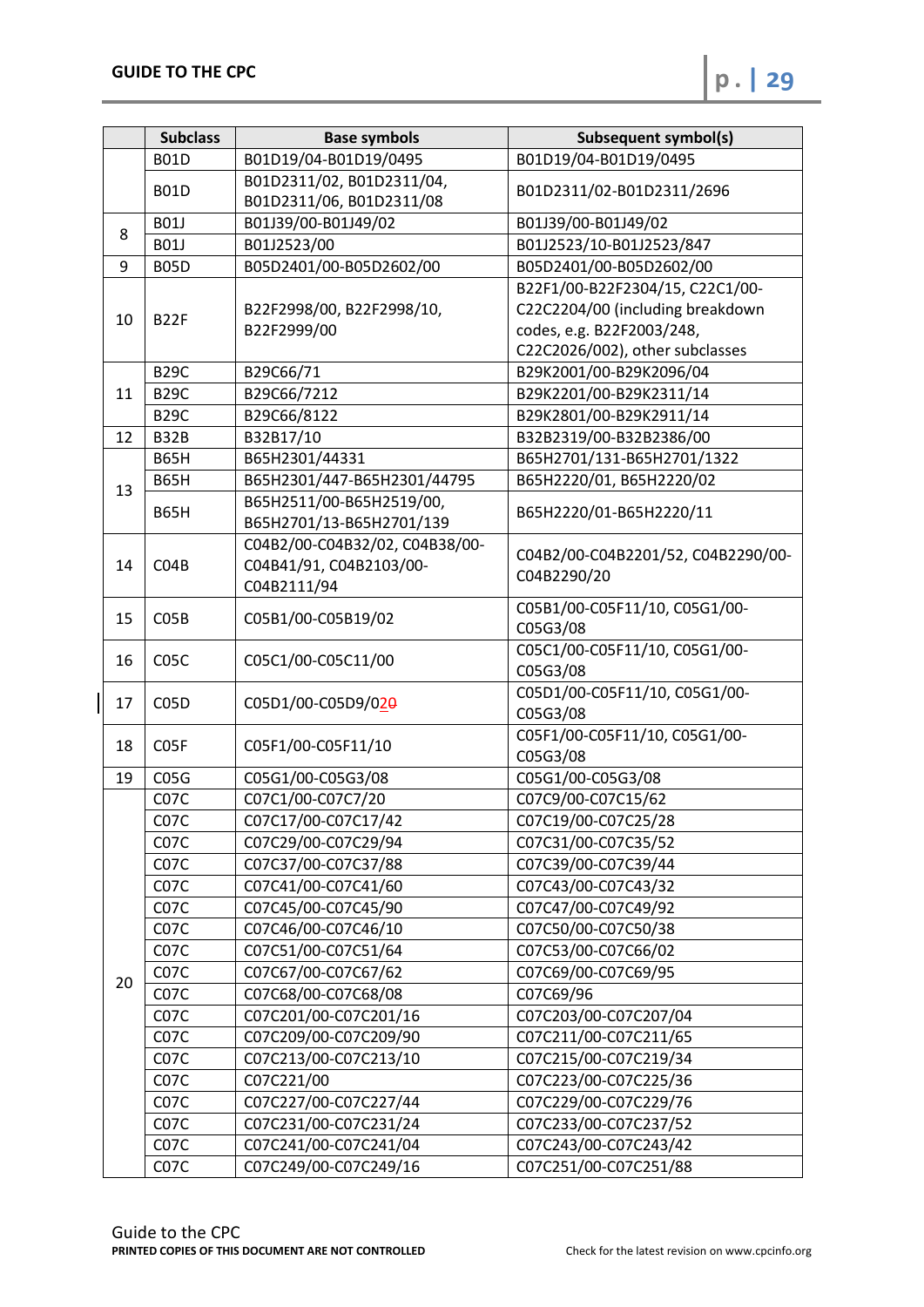| | Subclass | Base symbols | Subsequent symbol(s) |
|---|---|---|---|
| | B01D | B01D19/04-B01D19/0495 | B01D19/04-B01D19/0495 |
| | B01D | B01D2311/02, B01D2311/04, B01D2311/06, B01D2311/08 | B01D2311/02-B01D2311/2696 |
| 8 | B01J | B01J39/00-B01J49/02 | B01J39/00-B01J49/02 |
| | B01J | B01J2523/00 | B01J2523/10-B01J2523/847 |
| 9 | B05D | B05D2401/00-B05D2602/00 | B05D2401/00-B05D2602/00 |
| 10 | B22F | B22F2998/00, B22F2998/10, B22F2999/00 | B22F1/00-B22F2304/15, C22C1/00-C22C2204/00 (including breakdown codes, e.g. B22F2003/248, C22C2026/002), other subclasses |
| 11 | B29C | B29C66/71 | B29K2001/00-B29K2096/04 |
| | B29C | B29C66/7212 | B29K2201/00-B29K2311/14 |
| | B29C | B29C66/8122 | B29K2801/00-B29K2911/14 |
| 12 | B32B | B32B17/10 | B32B2319/00-B32B2386/00 |
| 13 | B65H | B65H2301/44331 | B65H2701/131-B65H2701/1322 |
| | B65H | B65H2301/447-B65H2301/44795 | B65H2220/01, B65H2220/02 |
| | B65H | B65H2511/00-B65H2519/00, B65H2701/13-B65H2701/139 | B65H2220/01-B65H2220/11 |
| 14 | C04B | C04B2/00-C04B32/02, C04B38/00-C04B41/91, C04B2103/00-C04B2111/94 | C04B2/00-C04B2201/52, C04B2290/00-C04B2290/20 |
| 15 | C05B | C05B1/00-C05B19/02 | C05B1/00-C05F11/10, C05G1/00-C05G3/08 |
| 16 | C05C | C05C1/00-C05C11/00 | C05C1/00-C05F11/10, C05G1/00-C05G3/08 |
| 17 | C05D | C05D1/00-C05D9/02 | C05D1/00-C05F11/10, C05G1/00-C05G3/08 |
| 18 | C05F | C05F1/00-C05F11/10 | C05F1/00-C05F11/10, C05G1/00-C05G3/08 |
| 19 | C05G | C05G1/00-C05G3/08 | C05G1/00-C05G3/08 |
| 20 | C07C | C07C1/00-C07C7/20 | C07C9/00-C07C15/62 |
| | C07C | C07C17/00-C07C17/42 | C07C19/00-C07C25/28 |
| | C07C | C07C29/00-C07C29/94 | C07C31/00-C07C35/52 |
| | C07C | C07C37/00-C07C37/88 | C07C39/00-C07C39/44 |
| | C07C | C07C41/00-C07C41/60 | C07C43/00-C07C43/32 |
| | C07C | C07C45/00-C07C45/90 | C07C47/00-C07C49/92 |
| | C07C | C07C46/00-C07C46/10 | C07C50/00-C07C50/38 |
| | C07C | C07C51/00-C07C51/64 | C07C53/00-C07C66/02 |
| | C07C | C07C67/00-C07C67/62 | C07C69/00-C07C69/95 |
| | C07C | C07C68/00-C07C68/08 | C07C69/96 |
| | C07C | C07C201/00-C07C201/16 | C07C203/00-C07C207/04 |
| | C07C | C07C209/00-C07C209/90 | C07C211/00-C07C211/65 |
| | C07C | C07C213/00-C07C213/10 | C07C215/00-C07C219/34 |
| | C07C | C07C221/00 | C07C223/00-C07C225/36 |
| | C07C | C07C227/00-C07C227/44 | C07C229/00-C07C229/76 |
| | C07C | C07C231/00-C07C231/24 | C07C233/00-C07C237/52 |
| | C07C | C07C241/00-C07C241/04 | C07C243/00-C07C243/42 |
| | C07C | C07C249/00-C07C249/16 | C07C251/00-C07C251/88 |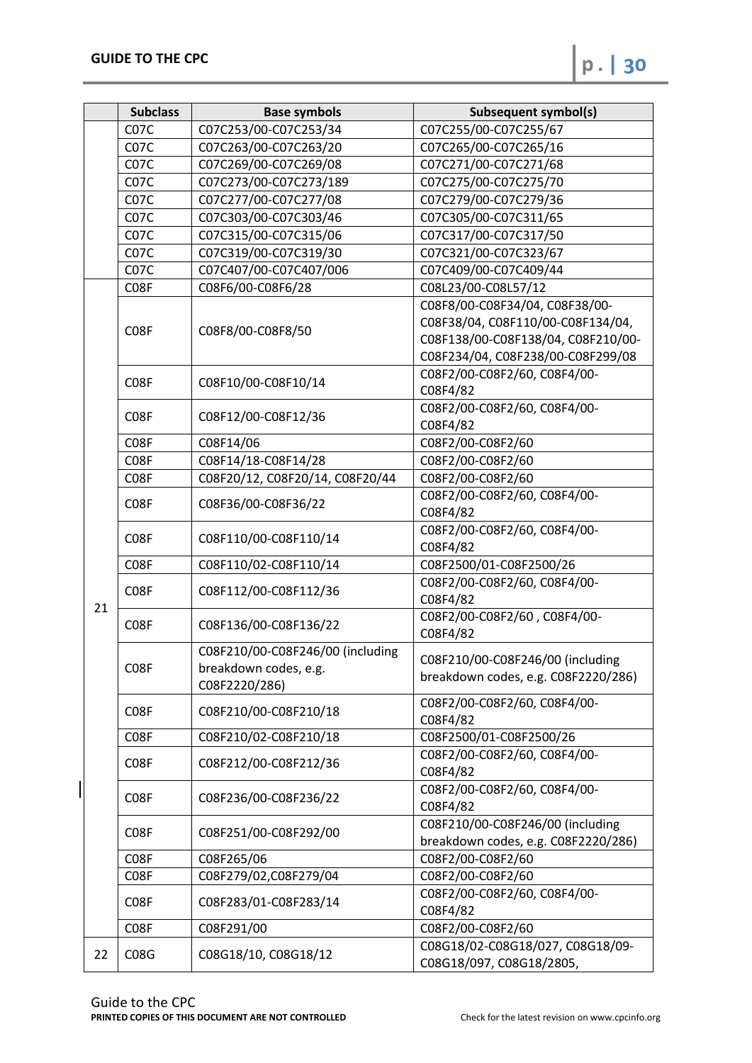| | Subclass | Base symbols | Subsequent symbol(s) |
|---|---|---|---|
| | C07C | C07C253/00-C07C253/34 | C07C255/00-C07C255/67 |
| | C07C | C07C263/00-C07C263/20 | C07C265/00-C07C265/16 |
| | C07C | C07C269/00-C07C269/08 | C07C271/00-C07C271/68 |
| | C07C | C07C273/00-C07C273/189 | C07C275/00-C07C275/70 |
| | C07C | C07C277/00-C07C277/08 | C07C279/00-C07C279/36 |
| | C07C | C07C303/00-C07C303/46 | C07C305/00-C07C311/65 |
| | C07C | C07C315/00-C07C315/06 | C07C317/00-C07C317/50 |
| | C07C | C07C319/00-C07C319/30 | C07C321/00-C07C323/67 |
| | C07C | C07C407/00-C07C407/006 | C07C409/00-C07C409/44 |
| 21 | C08F | C08F6/00-C08F6/28 | C08L23/00-C08L57/12 |
| | C08F | C08F8/00-C08F8/50 | C08F8/00-C08F34/04, C08F38/00-C08F38/04, C08F110/00-C08F134/04, C08F138/00-C08F138/04, C08F210/00-C08F234/04, C08F238/00-C08F299/08 |
| | C08F | C08F10/00-C08F10/14 | C08F2/00-C08F2/60, C08F4/00-C08F4/82 |
| | C08F | C08F12/00-C08F12/36 | C08F2/00-C08F2/60, C08F4/00-C08F4/82 |
| | C08F | C08F14/06 | C08F2/00-C08F2/60 |
| | C08F | C08F14/18-C08F14/28 | C08F2/00-C08F2/60 |
| | C08F | C08F20/12, C08F20/14, C08F20/44 | C08F2/00-C08F2/60 |
| | C08F | C08F36/00-C08F36/22 | C08F2/00-C08F2/60, C08F4/00-C08F4/82 |
| | C08F | C08F110/00-C08F110/14 | C08F2/00-C08F2/60, C08F4/00-C08F4/82 |
| | C08F | C08F110/02-C08F110/14 | C08F2500/01-C08F2500/26 |
| | C08F | C08F112/00-C08F112/36 | C08F2/00-C08F2/60, C08F4/00-C08F4/82 |
| | C08F | C08F136/00-C08F136/22 | C08F2/00-C08F2/60 , C08F4/00-C08F4/82 |
| | C08F | C08F210/00-C08F246/00 (including breakdown codes, e.g. C08F2220/286) | C08F210/00-C08F246/00 (including breakdown codes, e.g. C08F2220/286) |
| | C08F | C08F210/00-C08F210/18 | C08F2/00-C08F2/60, C08F4/00-C08F4/82 |
| | C08F | C08F210/02-C08F210/18 | C08F2500/01-C08F2500/26 |
| | C08F | C08F212/00-C08F212/36 | C08F2/00-C08F2/60, C08F4/00-C08F4/82 |
| | C08F | C08F236/00-C08F236/22 | C08F2/00-C08F2/60, C08F4/00-C08F4/82 |
| | C08F | C08F251/00-C08F292/00 | C08F210/00-C08F246/00 (including breakdown codes, e.g. C08F2220/286) |
| | C08F | C08F265/06 | C08F2/00-C08F2/60 |
| | C08F | C08F279/02,C08F279/04 | C08F2/00-C08F2/60 |
| | C08F | C08F283/01-C08F283/14 | C08F2/00-C08F2/60, C08F4/00-C08F4/82 |
| | C08F | C08F291/00 | C08F2/00-C08F2/60 |
| 22 | C08G | C08G18/10, C08G18/12 | C08G18/02-C08G18/027, C08G18/09-C08G18/097, C08G18/2805, |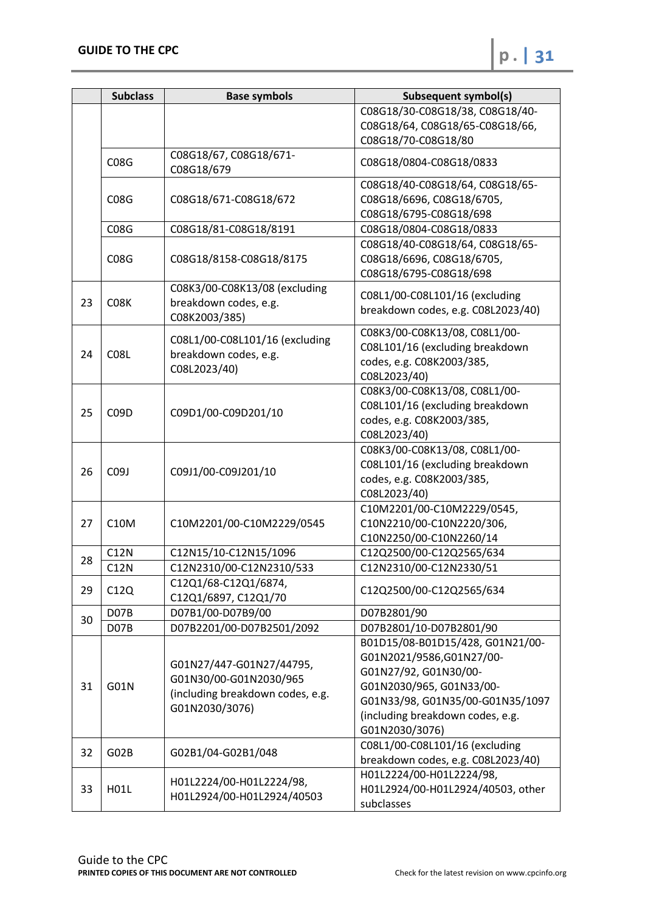| | Subclass | Base symbols | Subsequent symbol(s) |
|---|---|---|---|
| | | | C08G18/30-C08G18/38, C08G18/40-C08G18/64, C08G18/65-C08G18/66, C08G18/70-C08G18/80 |
| | C08G | C08G18/67, C08G18/671-C08G18/679 | C08G18/0804-C08G18/0833 |
| | C08G | C08G18/671-C08G18/672 | C08G18/40-C08G18/64, C08G18/65-C08G18/6696, C08G18/6705, C08G18/6795-C08G18/698 |
| | C08G | C08G18/81-C08G18/8191 | C08G18/0804-C08G18/0833 |
| | C08G | C08G18/8158-C08G18/8175 | C08G18/40-C08G18/64, C08G18/65-C08G18/6696, C08G18/6705, C08G18/6795-C08G18/698 |
| 23 | C08K | C08K3/00-C08K13/08 (excluding breakdown codes, e.g. C08K2003/385) | C08L1/00-C08L101/16 (excluding breakdown codes, e.g. C08L2023/40) |
| 24 | C08L | C08L1/00-C08L101/16 (excluding breakdown codes, e.g. C08L2023/40) | C08K3/00-C08K13/08, C08L1/00-C08L101/16 (excluding breakdown codes, e.g. C08K2003/385, C08L2023/40) |
| 25 | C09D | C09D1/00-C09D201/10 | C08K3/00-C08K13/08, C08L1/00-C08L101/16 (excluding breakdown codes, e.g. C08K2003/385, C08L2023/40) |
| 26 | C09J | C09J1/00-C09J201/10 | C08K3/00-C08K13/08, C08L1/00-C08L101/16 (excluding breakdown codes, e.g. C08K2003/385, C08L2023/40) |
| 27 | C10M | C10M2201/00-C10M2229/0545 | C10M2201/00-C10M2229/0545, C10N2210/00-C10N2220/306, C10N2250/00-C10N2260/14 |
| 28 | C12N | C12N15/10-C12N15/1096 | C12Q2500/00-C12Q2565/634 |
| | C12N | C12N2310/00-C12N2310/533 | C12N2310/00-C12N2330/51 |
| 29 | C12Q | C12Q1/68-C12Q1/6874, C12Q1/6897, C12Q1/70 | C12Q2500/00-C12Q2565/634 |
| 30 | D07B | D07B1/00-D07B9/00 | D07B2801/90 |
| | D07B | D07B2201/00-D07B2501/2092 | D07B2801/10-D07B2801/90 |
| 31 | G01N | G01N27/447-G01N27/44795, G01N30/00-G01N2030/965 (including breakdown codes, e.g. G01N2030/3076) | B01D15/08-B01D15/428, G01N21/00-G01N2021/9586,G01N27/00-G01N27/92, G01N30/00-G01N2030/965, G01N33/00-G01N33/98, G01N35/00-G01N35/1097 (including breakdown codes, e.g. G01N2030/3076) |
| 32 | G02B | G02B1/04-G02B1/048 | C08L1/00-C08L101/16 (excluding breakdown codes, e.g. C08L2023/40) |
| 33 | H01L | H01L2224/00-H01L2224/98, H01L2924/00-H01L2924/40503 | H01L2224/00-H01L2224/98, H01L2924/00-H01L2924/40503, other subclasses |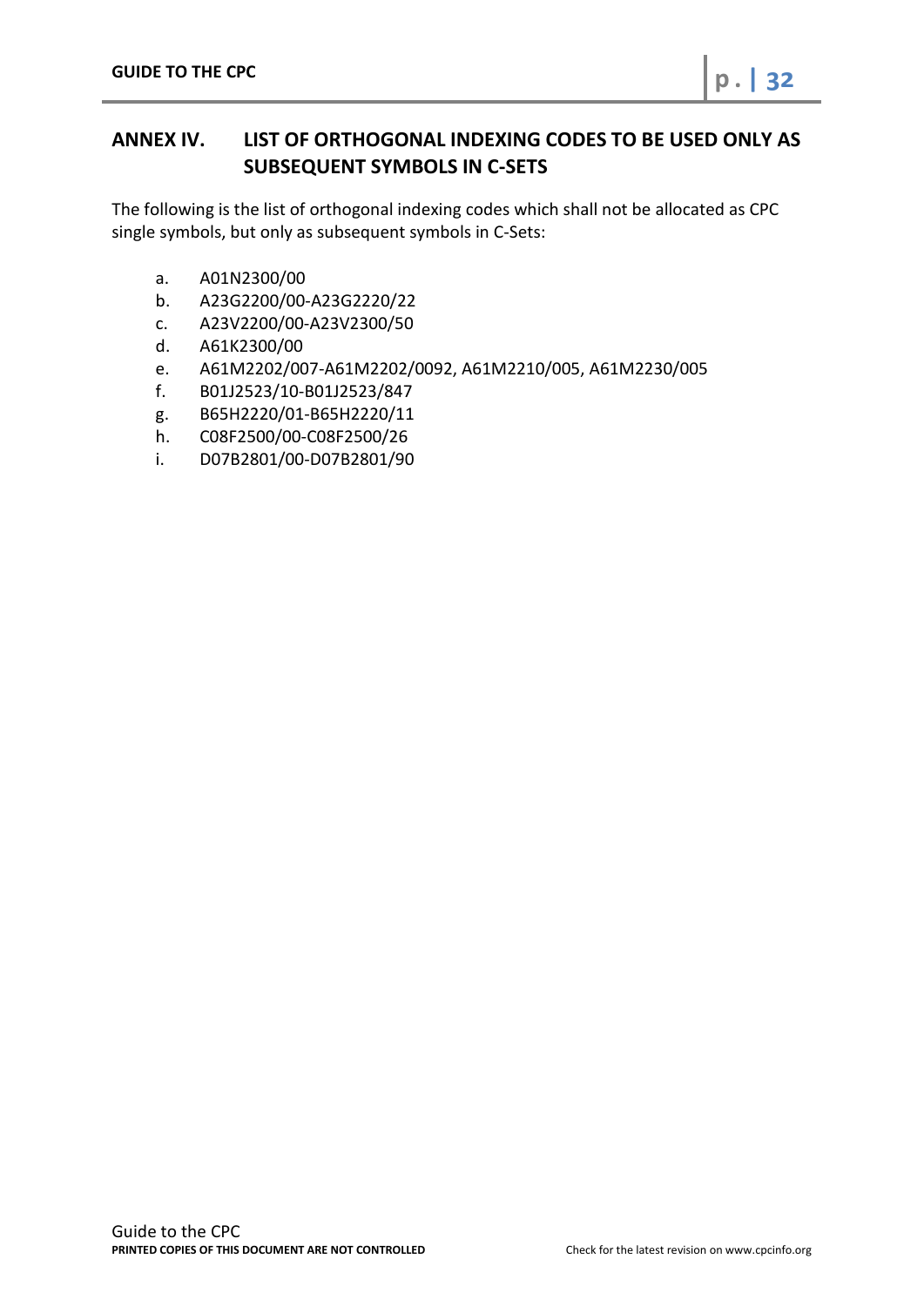## ANNEX IV. LIST OF ORTHOGONAL INDEXING CODES TO BE USED ONLY AS SUBSEQUENT SYMBOLS IN C-SETS

The following is the list of orthogonal indexing codes which shall not be allocated as CPC single symbols, but only as subsequent symbols in C-Sets:

a. A01N2300/00
b. A23G2200/00-A23G2220/22
c. A23V2200/00-A23V2300/50
d. A61K2300/00
e. A61M2202/007-A61M2202/0092, A61M2210/005, A61M2230/005
f. B01J2523/10-B01J2523/847
g. B65H2220/01-B65H2220/11
h. C08F2500/00-C08F2500/26
i. D07B2801/00-D07B2801/90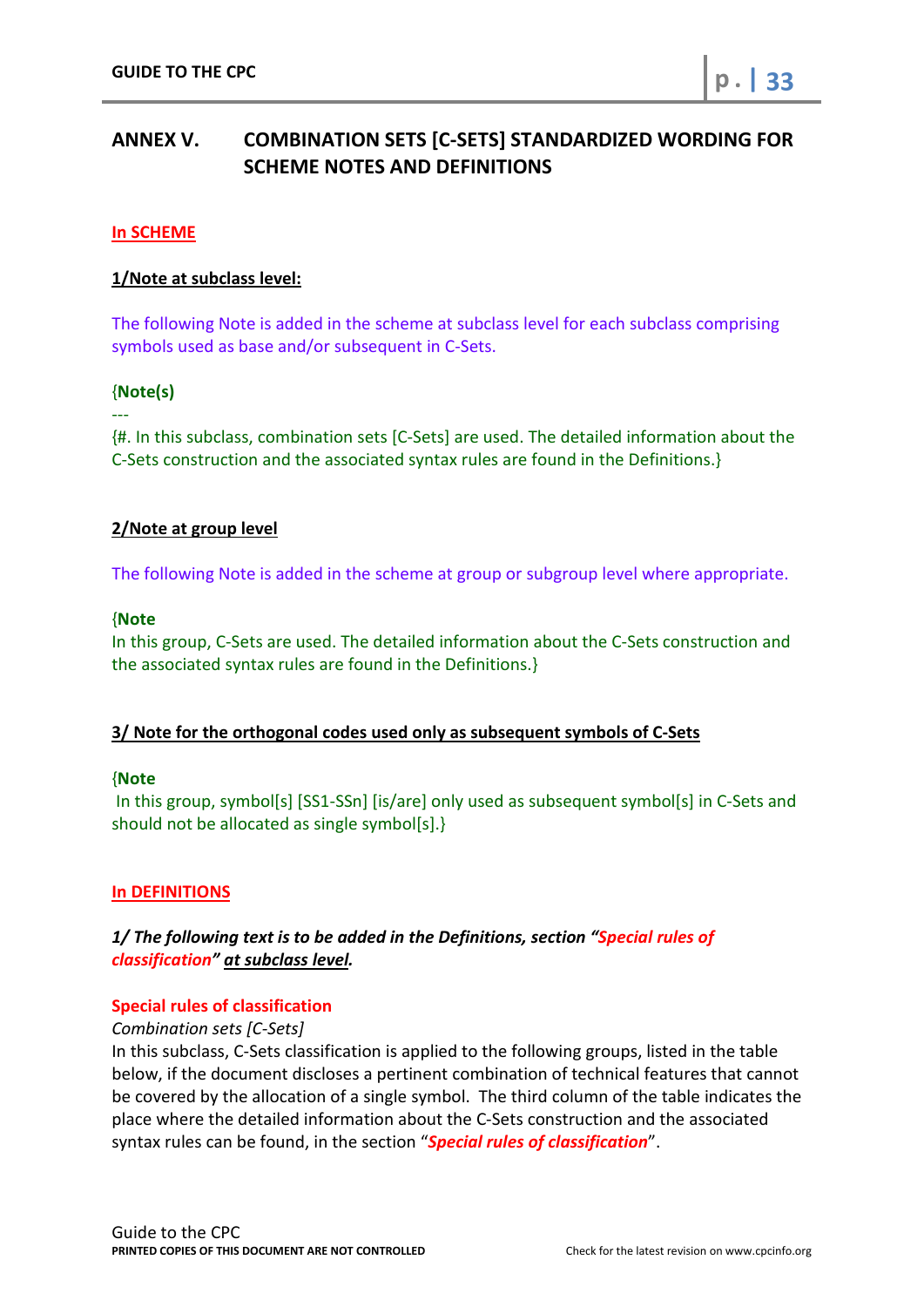## ANNEX V. COMBINATION SETS [C-SETS] STANDARDIZED WORDING FOR SCHEME NOTES AND DEFINITIONS

**In SCHEME**

**1/Note at subclass level:**

The following Note is added in the scheme at subclass level for each subclass comprising symbols used as base and/or subsequent in C-Sets.

{**Note(s)**
---
{#. In this subclass, combination sets [C-Sets] are used. The detailed information about the C-Sets construction and the associated syntax rules are found in the Definitions.}

**2/Note at group level**

The following Note is added in the scheme at group or subgroup level where appropriate.

{**Note**
In this group, C-Sets are used. The detailed information about the C-Sets construction and the associated syntax rules are found in the Definitions.}

**3/ Note for the orthogonal codes used only as subsequent symbols of C-Sets**

{**Note**
In this group, symbol[s] [SS1-SSn] [is/are] only used as subsequent symbol[s] in C-Sets and should not be allocated as single symbol[s].}

**In DEFINITIONS**

***1/ The following text is to be added in the Definitions, section "Special rules of classification" at subclass level.***

**Special rules of classification**

*Combination sets [C-Sets]*

In this subclass, C-Sets classification is applied to the following groups, listed in the table below, if the document discloses a pertinent combination of technical features that cannot be covered by the allocation of a single symbol. The third column of the table indicates the place where the detailed information about the C-Sets construction and the associated syntax rules can be found, in the section "***Special rules of classification***".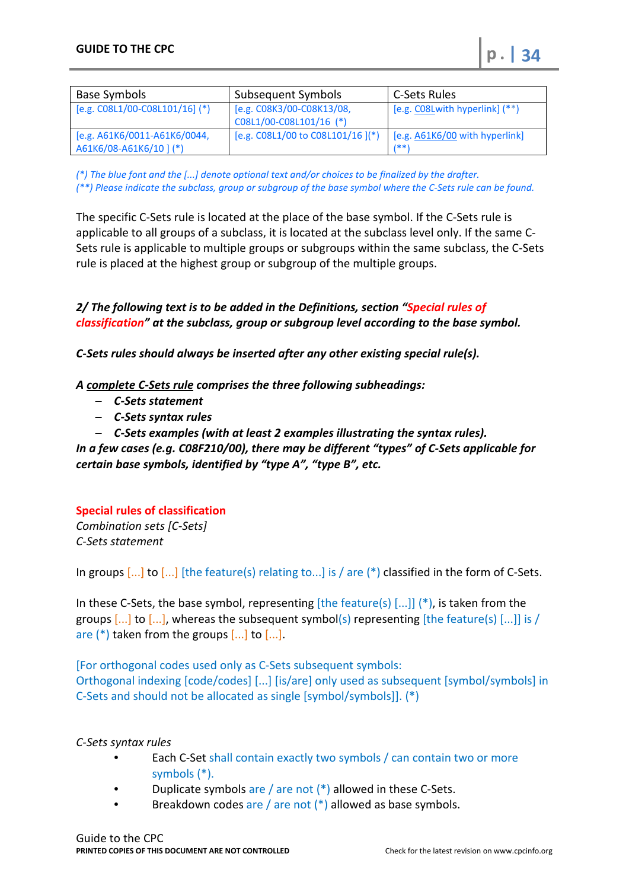| Base Symbols | Subsequent Symbols | C-Sets Rules |
|---|---|---|
| [e.g. C08L1/00-C08L101/16] (*) | [e.g. C08K3/00-C08K13/08, C08L1/00-C08L101/16 (*) | [e.g. C08Lwith hyperlink] (**) |
| [e.g. A61K6/0011-A61K6/0044, A61K6/08-A61K6/10 ] (*) | [e.g. C08L1/00 to C08L101/16 ](*) | [e.g. A61K6/00 with hyperlink] (**) |

*(*) The blue font and the [...] denote optional text and/or choices to be finalized by the drafter.*
*(**) Please indicate the subclass, group or subgroup of the base symbol where the C-Sets rule can be found.*

The specific C-Sets rule is located at the place of the base symbol. If the C-Sets rule is applicable to all groups of a subclass, it is located at the subclass level only. If the same C-Sets rule is applicable to multiple groups or subgroups within the same subclass, the C-Sets rule is placed at the highest group or subgroup of the multiple groups.

***2/ The following text is to be added in the Definitions, section "Special rules of classification" at the subclass, group or subgroup level according to the base symbol.***

***C-Sets rules should always be inserted after any other existing special rule(s).***

***A complete C-Sets rule comprises the three following subheadings:***

- ***C-Sets statement***
- ***C-Sets syntax rules***
- ***C-Sets examples (with at least 2 examples illustrating the syntax rules).***

***In a few cases (e.g. C08F210/00), there may be different "types" of C-Sets applicable for certain base symbols, identified by "type A", "type B", etc.***

**Special rules of classification**

*Combination sets [C-Sets]*

*C-Sets statement*

In groups [...] to [...] [the feature(s) relating to...] is / are (*) classified in the form of C-Sets.

In these C-Sets, the base symbol, representing [the feature(s) [...]] (*), is taken from the groups [...] to [...], whereas the subsequent symbol(s) representing [the feature(s) [...]] is / are (*) taken from the groups [...] to [...].

[For orthogonal codes used only as C-Sets subsequent symbols:
Orthogonal indexing [code/codes] [...] [is/are] only used as subsequent [symbol/symbols] in C-Sets and should not be allocated as single [symbol/symbols]]. (*)

*C-Sets syntax rules*

- Each C-Set shall contain exactly two symbols / can contain two or more symbols (*).
- Duplicate symbols are / are not (*) allowed in these C-Sets.
- Breakdown codes are / are not (*) allowed as base symbols.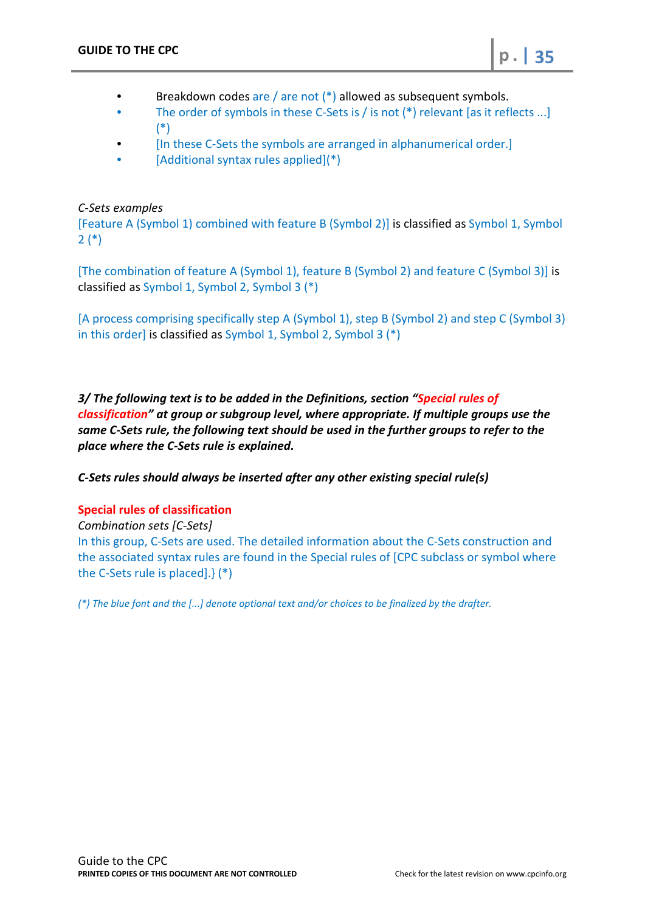- Breakdown codes are / are not (*) allowed as subsequent symbols.
- The order of symbols in these C-Sets is / is not (*) relevant [as it reflects ...] (*)
- [In these C-Sets the symbols are arranged in alphanumerical order.]
- [Additional syntax rules applied](*)

*C-Sets examples*

[Feature A (Symbol 1) combined with feature B (Symbol 2)] is classified as Symbol 1, Symbol 2 (*)

[The combination of feature A (Symbol 1), feature B (Symbol 2) and feature C (Symbol 3)] is classified as Symbol 1, Symbol 2, Symbol 3 (*)

[A process comprising specifically step A (Symbol 1), step B (Symbol 2) and step C (Symbol 3) in this order] is classified as Symbol 1, Symbol 2, Symbol 3 (*)

***3/ The following text is to be added in the Definitions, section "Special rules of classification" at group or subgroup level, where appropriate. If multiple groups use the same C-Sets rule, the following text should be used in the further groups to refer to the place where the C-Sets rule is explained.***

***C-Sets rules should always be inserted after any other existing special rule(s)***

**Special rules of classification**

*Combination sets [C-Sets]*

In this group, C-Sets are used. The detailed information about the C-Sets construction and the associated syntax rules are found in the Special rules of [CPC subclass or symbol where the C-Sets rule is placed].} (*)

*(*) The blue font and the [...] denote optional text and/or choices to be finalized by the drafter.*